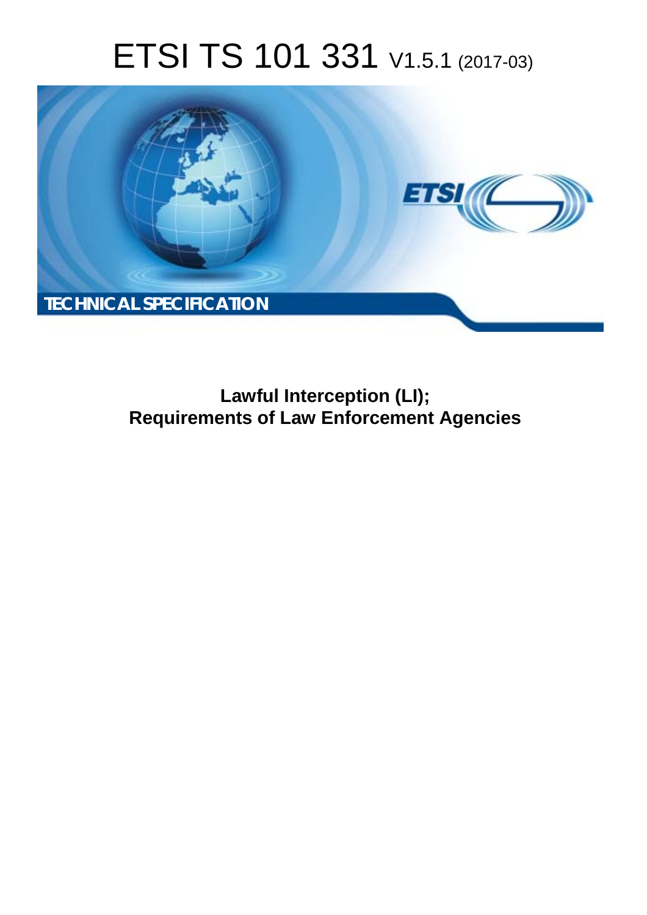# ETSI TS 101 331 V1.5.1 (2017-03)

TECHNICAL SPECIFICATION

**Lawful Interception (LI); Requirements of Law Enforcement Agencies**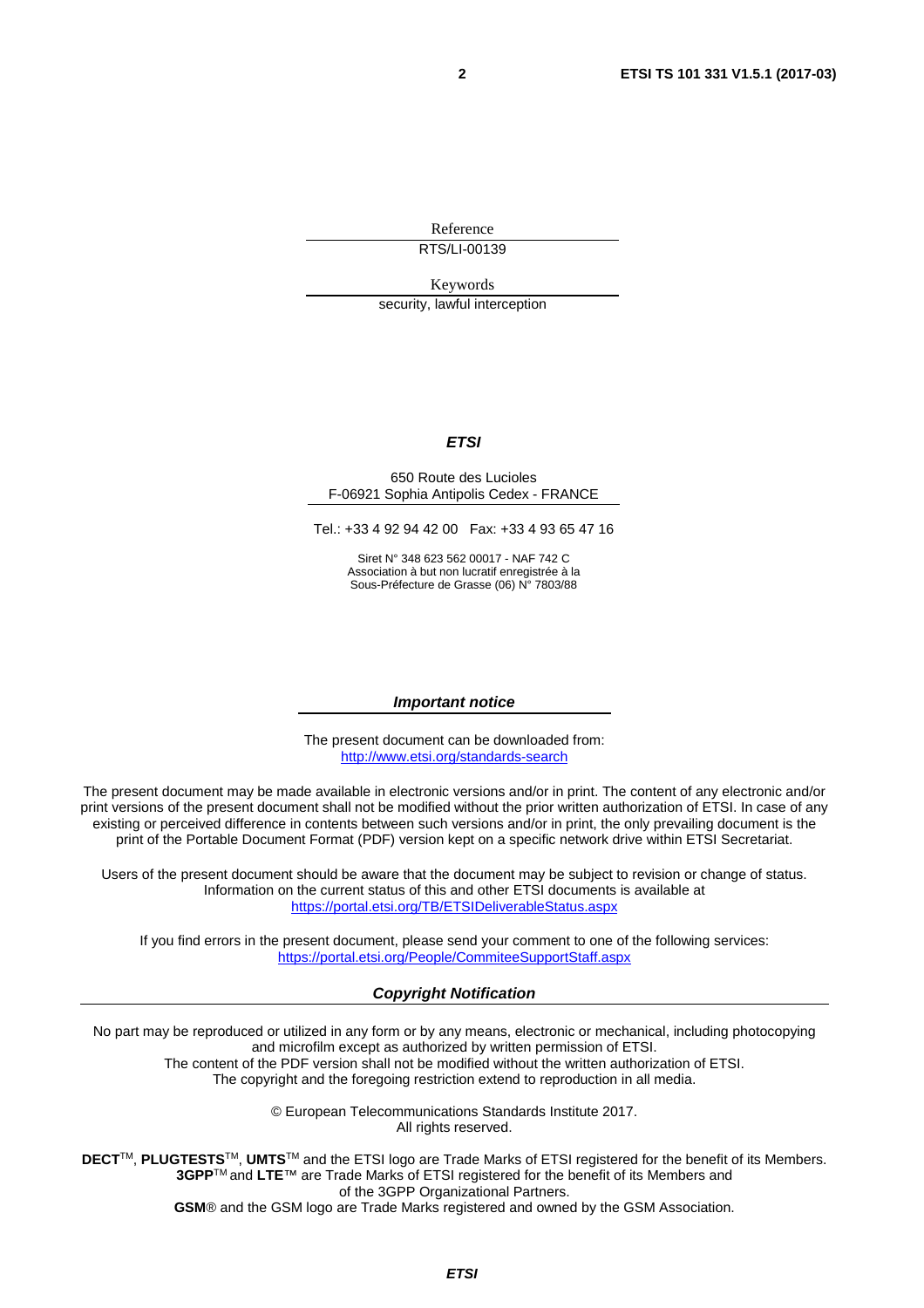Reference

RTS/LI-00139

Keywords

security, lawful interception

***ETSI***

650 Route des Lucioles
F-06921 Sophia Antipolis Cedex - FRANCE

Tel.: +33 4 92 94 42 00 Fax: +33 4 93 65 47 16

Siret N° 348 623 562 00017 - NAF 742 C
Association à but non lucratif enregistrée à la
Sous-Préfecture de Grasse (06) N° 7803/88

***Important notice***

The present document can be downloaded from:
http://www.etsi.org/standards-search

The present document may be made available in electronic versions and/or in print. The content of any electronic and/or print versions of the present document shall not be modified without the prior written authorization of ETSI. In case of any existing or perceived difference in contents between such versions and/or in print, the only prevailing document is the print of the Portable Document Format (PDF) version kept on a specific network drive within ETSI Secretariat.

Users of the present document should be aware that the document may be subject to revision or change of status. Information on the current status of this and other ETSI documents is available at
https://portal.etsi.org/TB/ETSIDeliverableStatus.aspx

If you find errors in the present document, please send your comment to one of the following services:
https://portal.etsi.org/People/CommiteeSupportStaff.aspx

***Copyright Notification***

No part may be reproduced or utilized in any form or by any means, electronic or mechanical, including photocopying and microfilm except as authorized by written permission of ETSI.
The content of the PDF version shall not be modified without the written authorization of ETSI.
The copyright and the foregoing restriction extend to reproduction in all media.

© European Telecommunications Standards Institute 2017.
All rights reserved.

**DECT**™, **PLUGTESTS**™, **UMTS**™ and the ETSI logo are Trade Marks of ETSI registered for the benefit of its Members.
**3GPP**™ and **LTE**™ are Trade Marks of ETSI registered for the benefit of its Members and of the 3GPP Organizational Partners.
**GSM**® and the GSM logo are Trade Marks registered and owned by the GSM Association.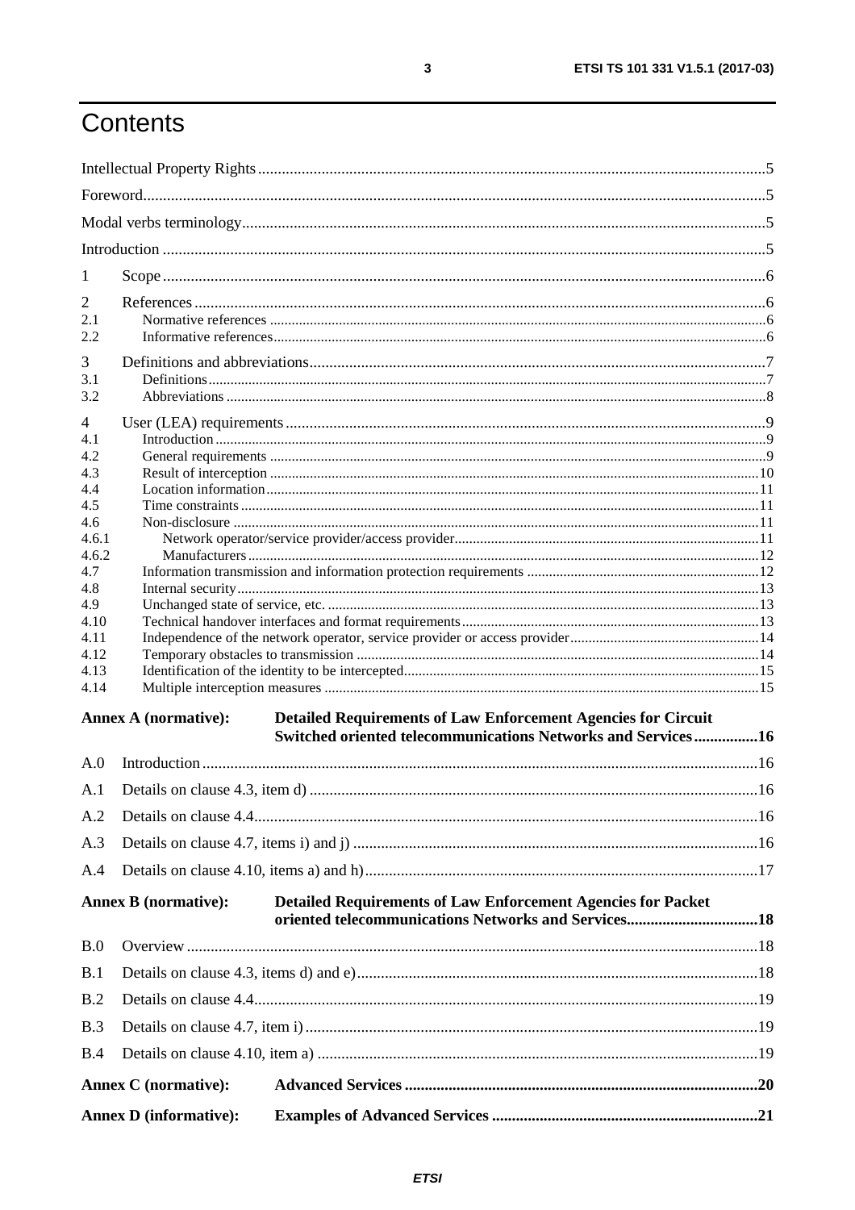# Contents

Intellectual Property Rights ....................................................................................................................................5

Foreword.................................................................................................................................................................5

Modal verbs terminology........................................................................................................................................5

Introduction ............................................................................................................................................................5

1 Scope ...................................................................................................................................................................6

2 References ...........................................................................................................................................................6
2.1 Normative references ........................................................................................................................................6
2.2 Informative references.......................................................................................................................................6

3 Definitions and abbreviations...............................................................................................................................7
3.1 Definitions.........................................................................................................................................................7
3.2 Abbreviations ....................................................................................................................................................8

4 User (LEA) requirements ....................................................................................................................................9
4.1 Introduction ......................................................................................................................................................9
4.2 General requirements .......................................................................................................................................9
4.3 Result of interception .......................................................................................................................................10
4.4 Location information.........................................................................................................................................11
4.5 Time constraints ...............................................................................................................................................11
4.6 Non-disclosure .................................................................................................................................................11
4.6.1 Network operator/service provider/access provider......................................................................................11
4.6.2 Manufacturers ...............................................................................................................................................12
4.7 Information transmission and information protection requirements ...............................................................12
4.8 Internal security.................................................................................................................................................13
4.9 Unchanged state of service, etc. .......................................................................................................................13
4.10 Technical handover interfaces and format requirements.................................................................................13
4.11 Independence of the network operator, service provider or access provider...................................................14
4.12 Temporary obstacles to transmission ..............................................................................................................14
4.13 Identification of the identity to be intercepted.................................................................................................15
4.14 Multiple interception measures .......................................................................................................................15

**Annex A (normative): Detailed Requirements of Law Enforcement Agencies for Circuit Switched oriented telecommunications Networks and Services................16**

A.0 Introduction .........................................................................................................................................................16

A.1 Details on clause 4.3, item d) ..............................................................................................................................16

A.2 Details on clause 4.4............................................................................................................................................16

A.3 Details on clause 4.7, items i) and j) ..................................................................................................................16

A.4 Details on clause 4.10, items a) and h)................................................................................................................17

**Annex B (normative): Detailed Requirements of Law Enforcement Agencies for Packet oriented telecommunications Networks and Services.................................18**

B.0 Overview .............................................................................................................................................................18

B.1 Details on clause 4.3, items d) and e)..................................................................................................................18

B.2 Details on clause 4.4............................................................................................................................................19

B.3 Details on clause 4.7, item i) ...............................................................................................................................19

B.4 Details on clause 4.10, item a) ............................................................................................................................19

**Annex C (normative): Advanced Services .......................................................................20**

**Annex D (informative): Examples of Advanced Services ..................................................................21**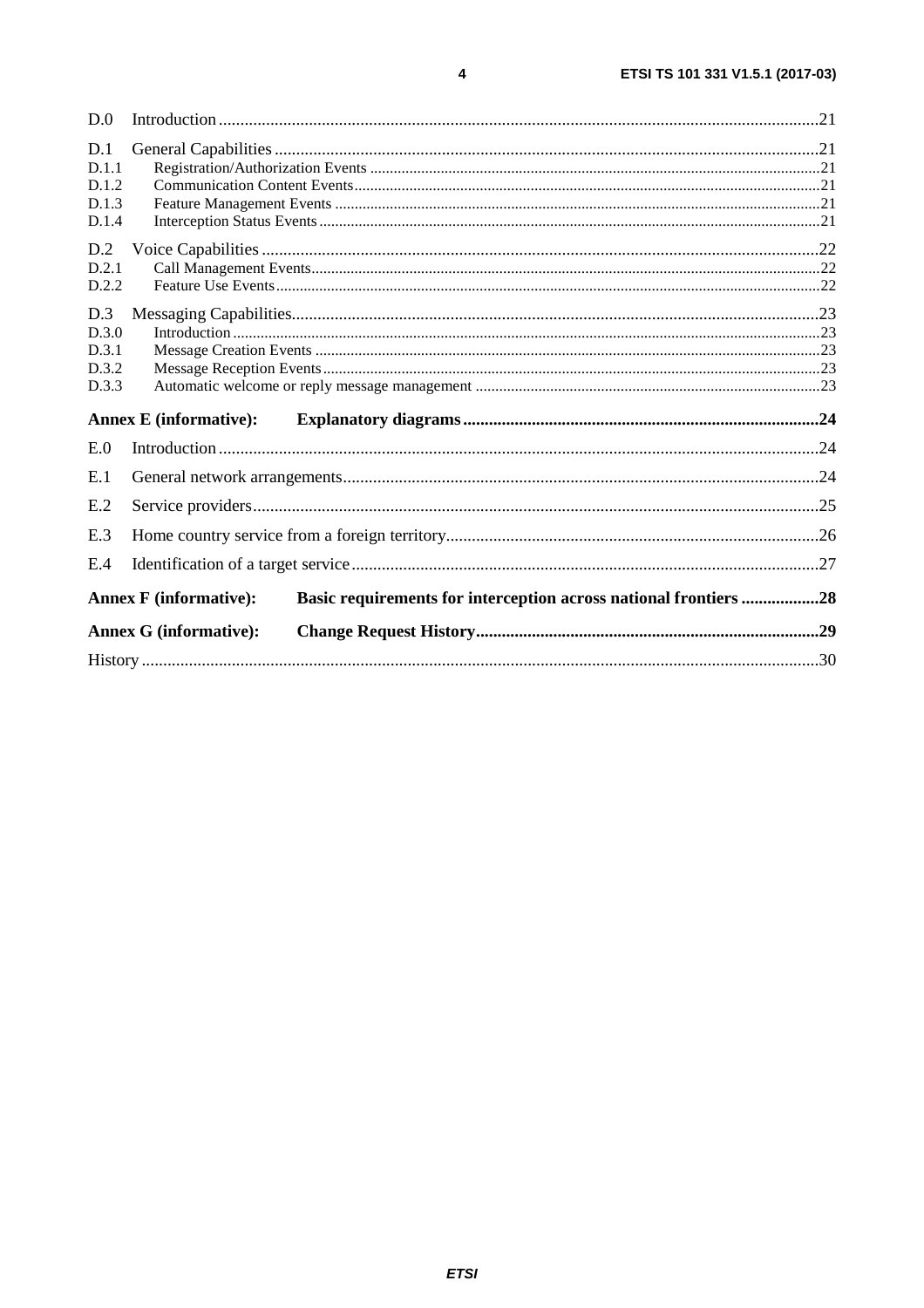D.0 Introduction .....21

D.1 General Capabilities .....21
D.1.1 Registration/Authorization Events .....21
D.1.2 Communication Content Events .....21
D.1.3 Feature Management Events .....21
D.1.4 Interception Status Events .....21

D.2 Voice Capabilities .....22
D.2.1 Call Management Events .....22
D.2.2 Feature Use Events .....22

D.3 Messaging Capabilities .....23
D.3.0 Introduction .....23
D.3.1 Message Creation Events .....23
D.3.2 Message Reception Events .....23
D.3.3 Automatic welcome or reply message management .....23

**Annex E (informative): Explanatory diagrams .....24**

E.0 Introduction .....24

E.1 General network arrangements .....24

E.2 Service providers .....25

E.3 Home country service from a foreign territory .....26

E.4 Identification of a target service .....27

**Annex F (informative): Basic requirements for interception across national frontiers .....28**

**Annex G (informative): Change Request History .....29**

History .....30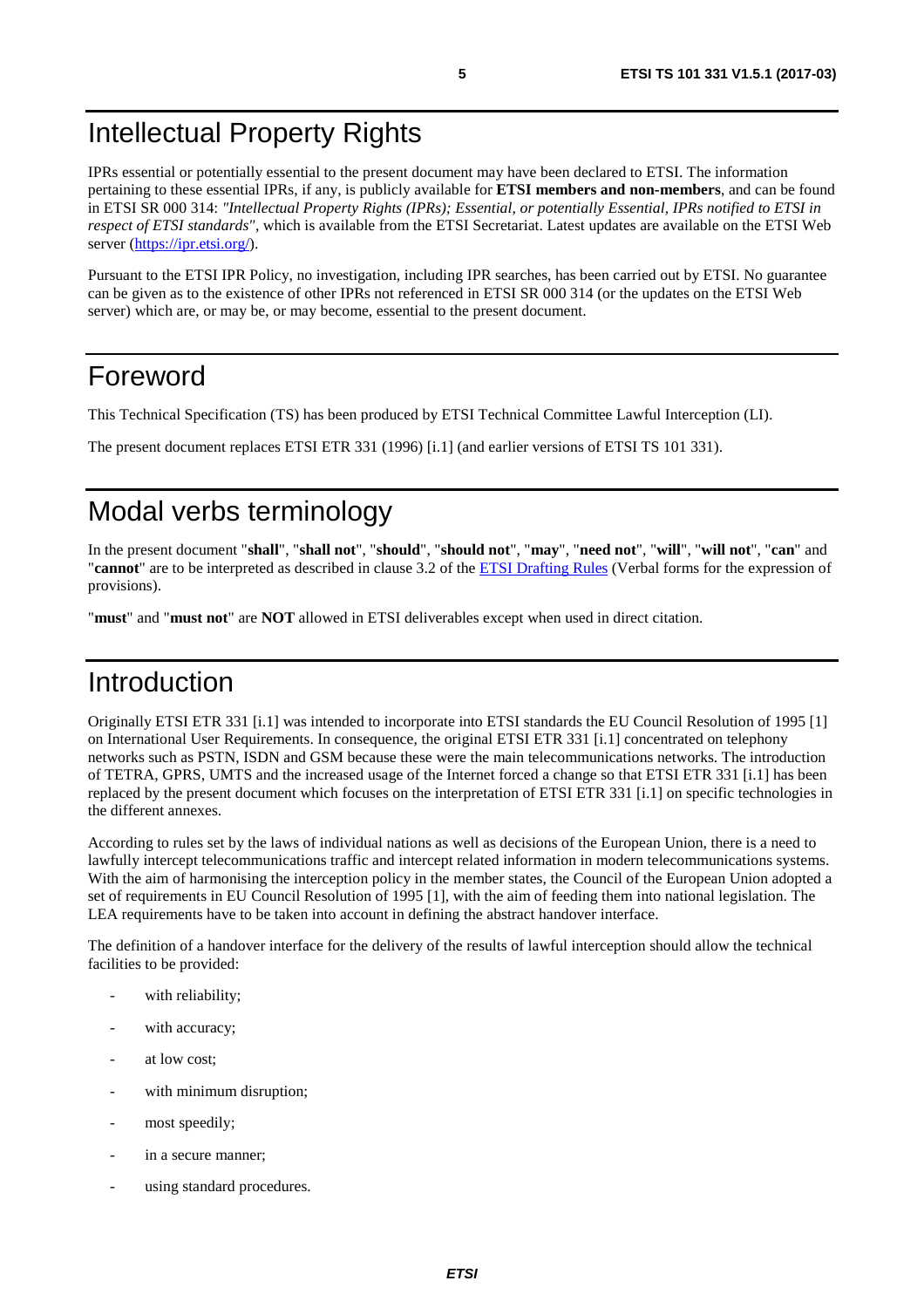# Intellectual Property Rights

IPRs essential or potentially essential to the present document may have been declared to ETSI. The information pertaining to these essential IPRs, if any, is publicly available for **ETSI members and non-members**, and can be found in ETSI SR 000 314: *"Intellectual Property Rights (IPRs); Essential, or potentially Essential, IPRs notified to ETSI in respect of ETSI standards"*, which is available from the ETSI Secretariat. Latest updates are available on the ETSI Web server (https://ipr.etsi.org/).

Pursuant to the ETSI IPR Policy, no investigation, including IPR searches, has been carried out by ETSI. No guarantee can be given as to the existence of other IPRs not referenced in ETSI SR 000 314 (or the updates on the ETSI Web server) which are, or may be, or may become, essential to the present document.

# Foreword

This Technical Specification (TS) has been produced by ETSI Technical Committee Lawful Interception (LI).

The present document replaces ETSI ETR 331 (1996) [i.1] (and earlier versions of ETSI TS 101 331).

# Modal verbs terminology

In the present document "**shall**", "**shall not**", "**should**", "**should not**", "**may**", "**need not**", "**will**", "**will not**", "**can**" and "**cannot**" are to be interpreted as described in clause 3.2 of the ETSI Drafting Rules (Verbal forms for the expression of provisions).

"**must**" and "**must not**" are **NOT** allowed in ETSI deliverables except when used in direct citation.

# Introduction

Originally ETSI ETR 331 [i.1] was intended to incorporate into ETSI standards the EU Council Resolution of 1995 [1] on International User Requirements. In consequence, the original ETSI ETR 331 [i.1] concentrated on telephony networks such as PSTN, ISDN and GSM because these were the main telecommunications networks. The introduction of TETRA, GPRS, UMTS and the increased usage of the Internet forced a change so that ETSI ETR 331 [i.1] has been replaced by the present document which focuses on the interpretation of ETSI ETR 331 [i.1] on specific technologies in the different annexes.

According to rules set by the laws of individual nations as well as decisions of the European Union, there is a need to lawfully intercept telecommunications traffic and intercept related information in modern telecommunications systems. With the aim of harmonising the interception policy in the member states, the Council of the European Union adopted a set of requirements in EU Council Resolution of 1995 [1], with the aim of feeding them into national legislation. The LEA requirements have to be taken into account in defining the abstract handover interface.

The definition of a handover interface for the delivery of the results of lawful interception should allow the technical facilities to be provided:

- with reliability;
- with accuracy;
- at low cost;
- with minimum disruption;
- most speedily;
- in a secure manner;
- using standard procedures.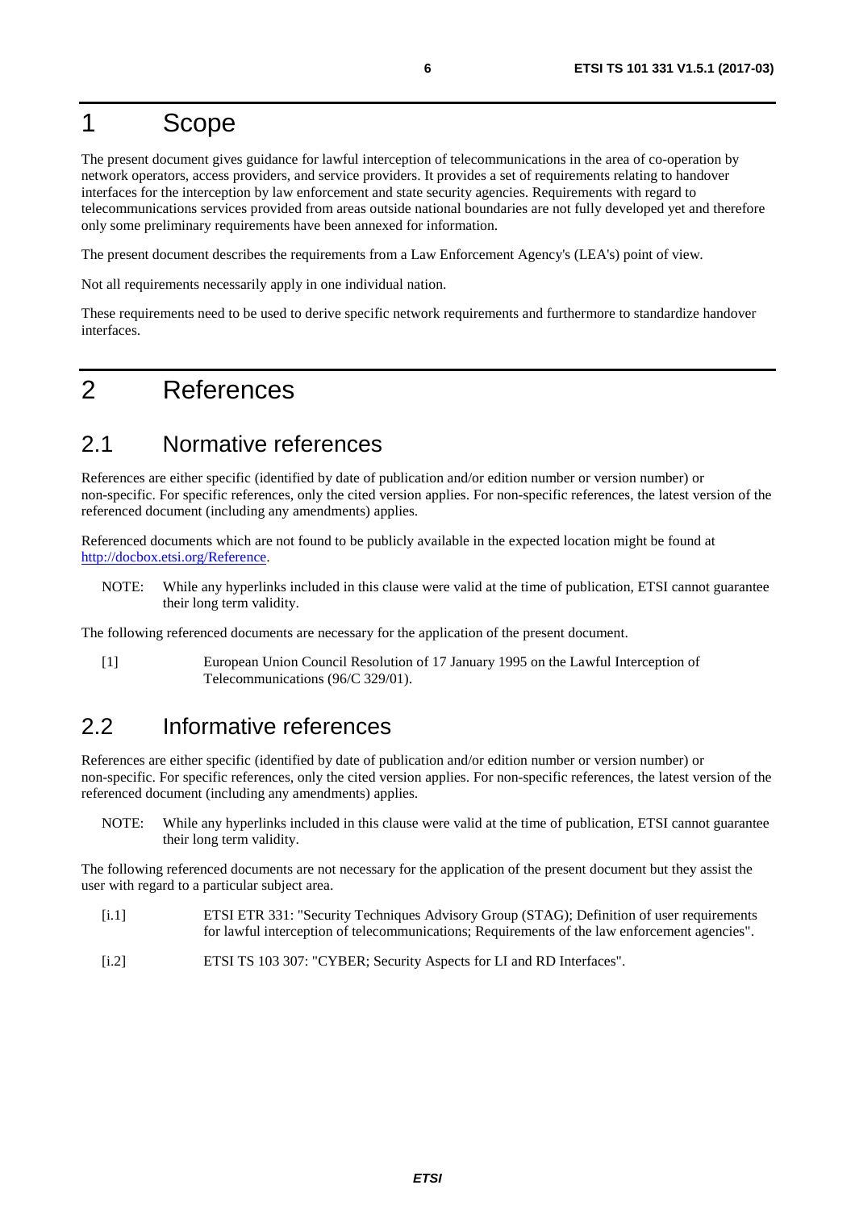# 1 Scope

The present document gives guidance for lawful interception of telecommunications in the area of co-operation by network operators, access providers, and service providers. It provides a set of requirements relating to handover interfaces for the interception by law enforcement and state security agencies. Requirements with regard to telecommunications services provided from areas outside national boundaries are not fully developed yet and therefore only some preliminary requirements have been annexed for information.

The present document describes the requirements from a Law Enforcement Agency's (LEA's) point of view.

Not all requirements necessarily apply in one individual nation.

These requirements need to be used to derive specific network requirements and furthermore to standardize handover interfaces.

# 2 References

## 2.1 Normative references

References are either specific (identified by date of publication and/or edition number or version number) or non-specific. For specific references, only the cited version applies. For non-specific references, the latest version of the referenced document (including any amendments) applies.

Referenced documents which are not found to be publicly available in the expected location might be found at http://docbox.etsi.org/Reference.

NOTE: While any hyperlinks included in this clause were valid at the time of publication, ETSI cannot guarantee their long term validity.

The following referenced documents are necessary for the application of the present document.

[1] European Union Council Resolution of 17 January 1995 on the Lawful Interception of Telecommunications (96/C 329/01).

## 2.2 Informative references

References are either specific (identified by date of publication and/or edition number or version number) or non-specific. For specific references, only the cited version applies. For non-specific references, the latest version of the referenced document (including any amendments) applies.

NOTE: While any hyperlinks included in this clause were valid at the time of publication, ETSI cannot guarantee their long term validity.

The following referenced documents are not necessary for the application of the present document but they assist the user with regard to a particular subject area.

[i.1] ETSI ETR 331: "Security Techniques Advisory Group (STAG); Definition of user requirements for lawful interception of telecommunications; Requirements of the law enforcement agencies".

[i.2] ETSI TS 103 307: "CYBER; Security Aspects for LI and RD Interfaces".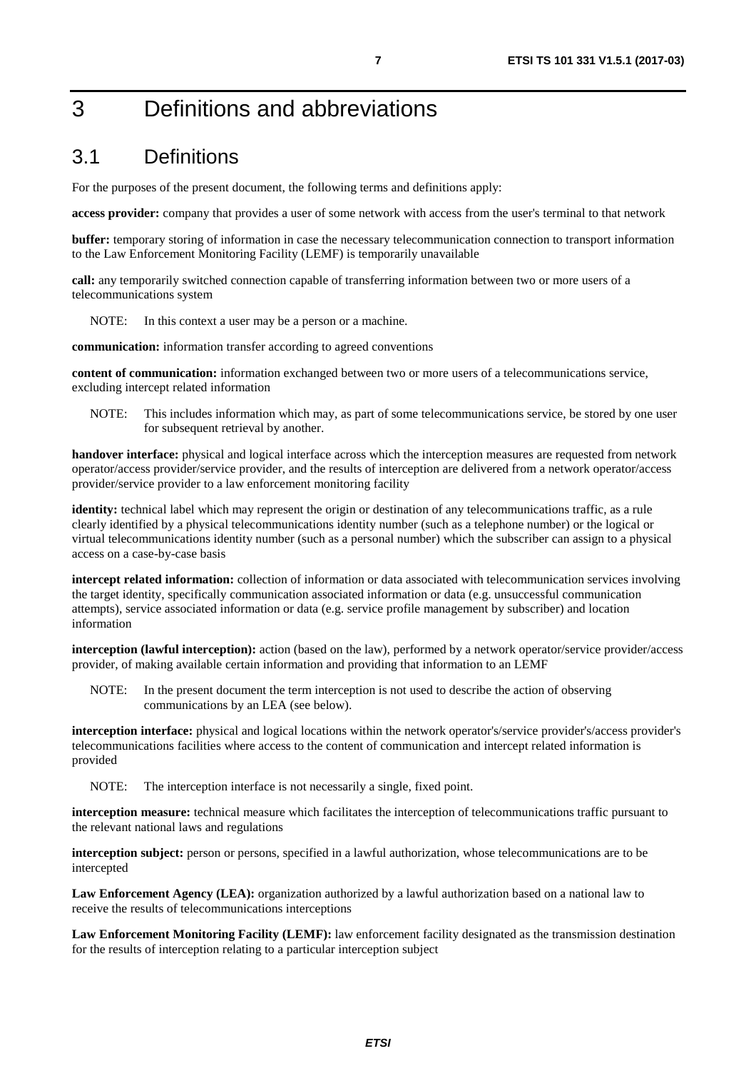# 3 Definitions and abbreviations

## 3.1 Definitions

For the purposes of the present document, the following terms and definitions apply:

**access provider:** company that provides a user of some network with access from the user's terminal to that network

**buffer:** temporary storing of information in case the necessary telecommunication connection to transport information to the Law Enforcement Monitoring Facility (LEMF) is temporarily unavailable

**call:** any temporarily switched connection capable of transferring information between two or more users of a telecommunications system

NOTE: In this context a user may be a person or a machine.

**communication:** information transfer according to agreed conventions

**content of communication:** information exchanged between two or more users of a telecommunications service, excluding intercept related information

NOTE: This includes information which may, as part of some telecommunications service, be stored by one user for subsequent retrieval by another.

**handover interface:** physical and logical interface across which the interception measures are requested from network operator/access provider/service provider, and the results of interception are delivered from a network operator/access provider/service provider to a law enforcement monitoring facility

**identity:** technical label which may represent the origin or destination of any telecommunications traffic, as a rule clearly identified by a physical telecommunications identity number (such as a telephone number) or the logical or virtual telecommunications identity number (such as a personal number) which the subscriber can assign to a physical access on a case-by-case basis

**intercept related information:** collection of information or data associated with telecommunication services involving the target identity, specifically communication associated information or data (e.g. unsuccessful communication attempts), service associated information or data (e.g. service profile management by subscriber) and location information

**interception (lawful interception):** action (based on the law), performed by a network operator/service provider/access provider, of making available certain information and providing that information to an LEMF

NOTE: In the present document the term interception is not used to describe the action of observing communications by an LEA (see below).

**interception interface:** physical and logical locations within the network operator's/service provider's/access provider's telecommunications facilities where access to the content of communication and intercept related information is provided

NOTE: The interception interface is not necessarily a single, fixed point.

**interception measure:** technical measure which facilitates the interception of telecommunications traffic pursuant to the relevant national laws and regulations

**interception subject:** person or persons, specified in a lawful authorization, whose telecommunications are to be intercepted

**Law Enforcement Agency (LEA):** organization authorized by a lawful authorization based on a national law to receive the results of telecommunications interceptions

**Law Enforcement Monitoring Facility (LEMF):** law enforcement facility designated as the transmission destination for the results of interception relating to a particular interception subject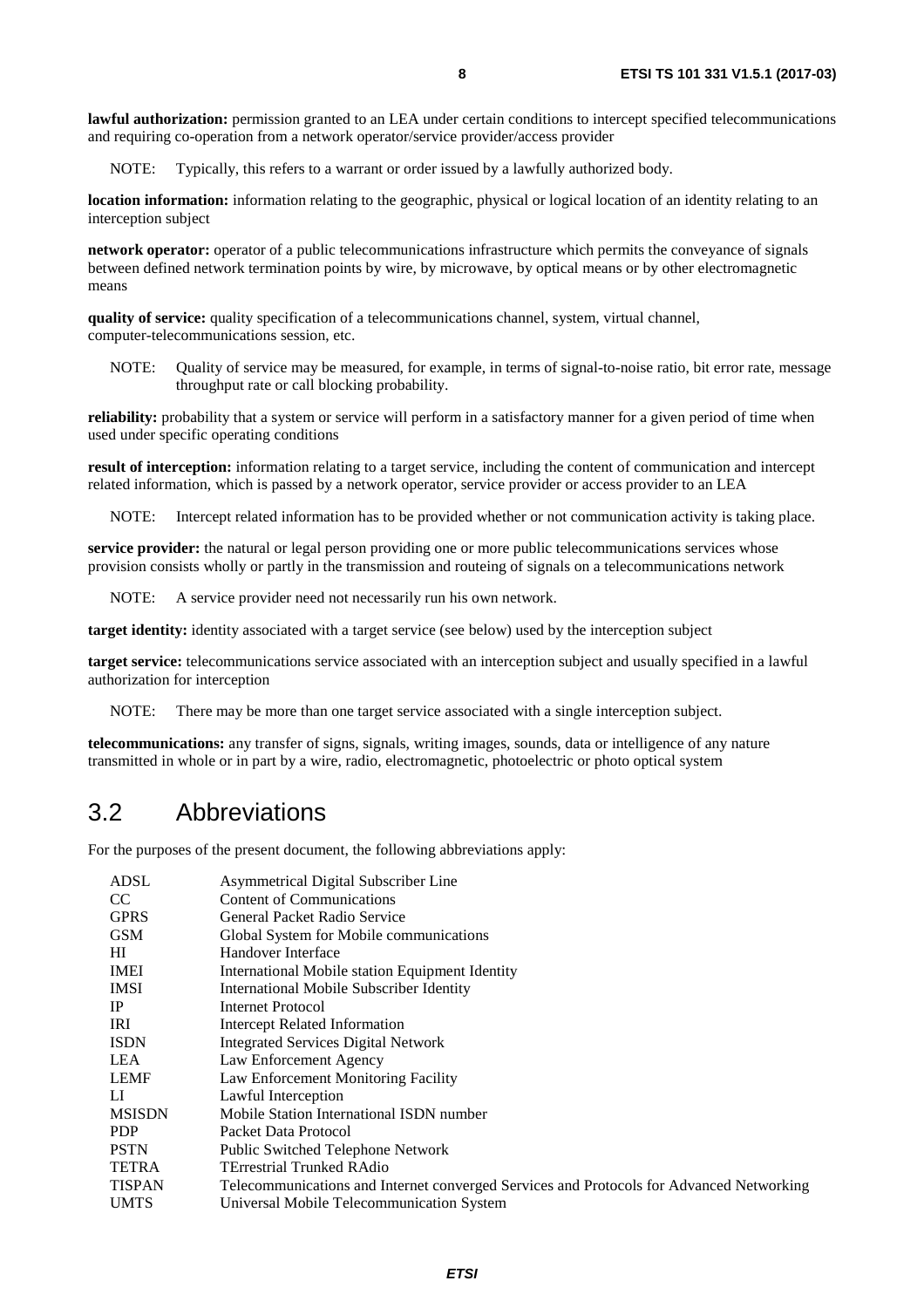**lawful authorization:** permission granted to an LEA under certain conditions to intercept specified telecommunications and requiring co-operation from a network operator/service provider/access provider

NOTE: Typically, this refers to a warrant or order issued by a lawfully authorized body.

**location information:** information relating to the geographic, physical or logical location of an identity relating to an interception subject

**network operator:** operator of a public telecommunications infrastructure which permits the conveyance of signals between defined network termination points by wire, by microwave, by optical means or by other electromagnetic means

**quality of service:** quality specification of a telecommunications channel, system, virtual channel, computer-telecommunications session, etc.

NOTE: Quality of service may be measured, for example, in terms of signal-to-noise ratio, bit error rate, message throughput rate or call blocking probability.

**reliability:** probability that a system or service will perform in a satisfactory manner for a given period of time when used under specific operating conditions

**result of interception:** information relating to a target service, including the content of communication and intercept related information, which is passed by a network operator, service provider or access provider to an LEA

NOTE: Intercept related information has to be provided whether or not communication activity is taking place.

**service provider:** the natural or legal person providing one or more public telecommunications services whose provision consists wholly or partly in the transmission and routeing of signals on a telecommunications network

NOTE: A service provider need not necessarily run his own network.

**target identity:** identity associated with a target service (see below) used by the interception subject

**target service:** telecommunications service associated with an interception subject and usually specified in a lawful authorization for interception

NOTE: There may be more than one target service associated with a single interception subject.

**telecommunications:** any transfer of signs, signals, writing images, sounds, data or intelligence of any nature transmitted in whole or in part by a wire, radio, electromagnetic, photoelectric or photo optical system

## 3.2 Abbreviations

For the purposes of the present document, the following abbreviations apply:

| | |
|---|---|
| ADSL | Asymmetrical Digital Subscriber Line |
| CC | Content of Communications |
| GPRS | General Packet Radio Service |
| GSM | Global System for Mobile communications |
| HI | Handover Interface |
| IMEI | International Mobile station Equipment Identity |
| IMSI | International Mobile Subscriber Identity |
| IP | Internet Protocol |
| IRI | Intercept Related Information |
| ISDN | Integrated Services Digital Network |
| LEA | Law Enforcement Agency |
| LEMF | Law Enforcement Monitoring Facility |
| LI | Lawful Interception |
| MSISDN | Mobile Station International ISDN number |
| PDP | Packet Data Protocol |
| PSTN | Public Switched Telephone Network |
| TETRA | TErrestrial Trunked RAdio |
| TISPAN | Telecommunications and Internet converged Services and Protocols for Advanced Networking |
| UMTS | Universal Mobile Telecommunication System |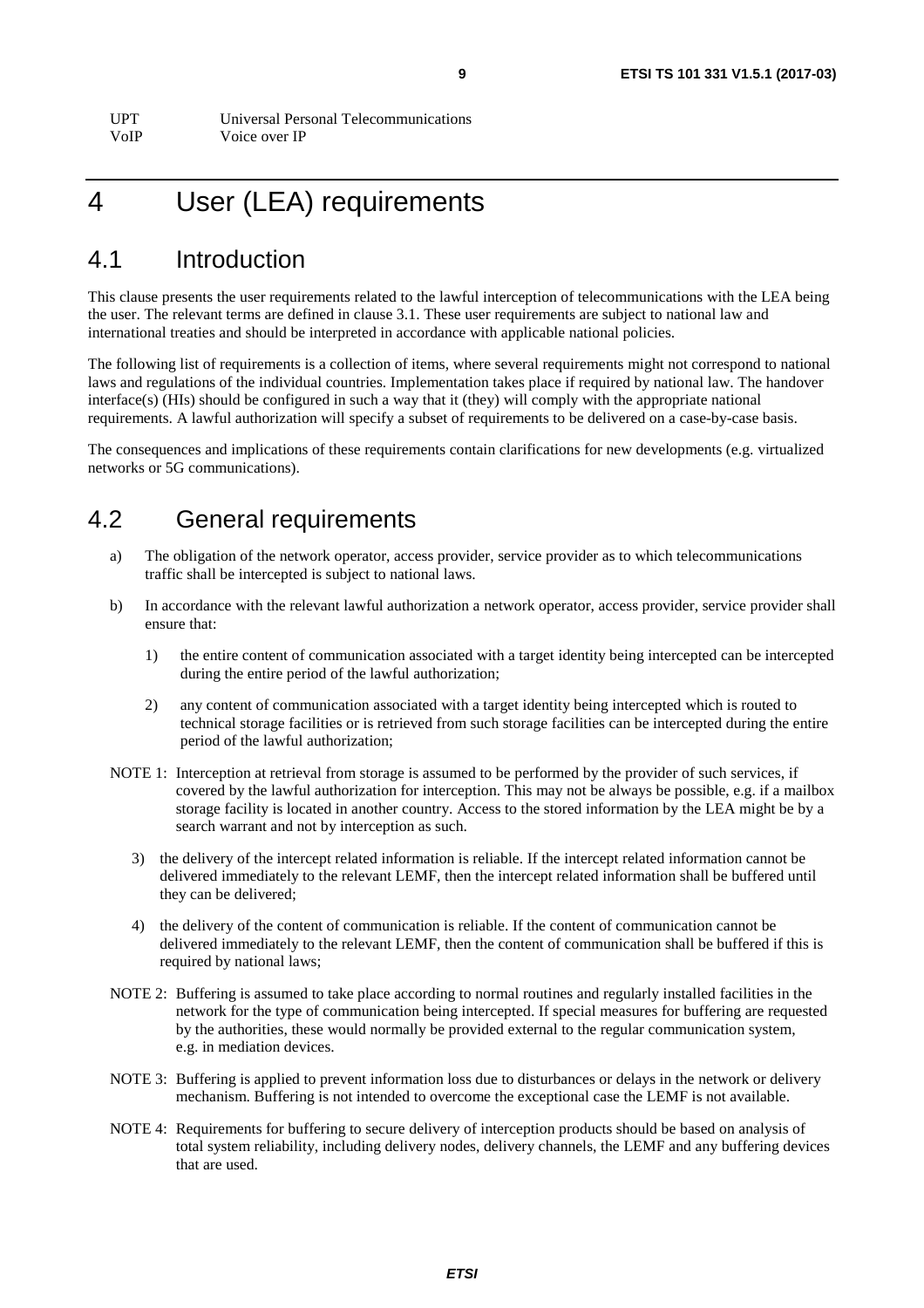UPT Universal Personal Telecommunications
VoIP Voice over IP

# 4 User (LEA) requirements

## 4.1 Introduction

This clause presents the user requirements related to the lawful interception of telecommunications with the LEA being the user. The relevant terms are defined in clause 3.1. These user requirements are subject to national law and international treaties and should be interpreted in accordance with applicable national policies.

The following list of requirements is a collection of items, where several requirements might not correspond to national laws and regulations of the individual countries. Implementation takes place if required by national law. The handover interface(s) (HIs) should be configured in such a way that it (they) will comply with the appropriate national requirements. A lawful authorization will specify a subset of requirements to be delivered on a case-by-case basis.

The consequences and implications of these requirements contain clarifications for new developments (e.g. virtualized networks or 5G communications).

## 4.2 General requirements

a) The obligation of the network operator, access provider, service provider as to which telecommunications traffic shall be intercepted is subject to national laws.

b) In accordance with the relevant lawful authorization a network operator, access provider, service provider shall ensure that:

   1) the entire content of communication associated with a target identity being intercepted can be intercepted during the entire period of the lawful authorization;

   2) any content of communication associated with a target identity being intercepted which is routed to technical storage facilities or is retrieved from such storage facilities can be intercepted during the entire period of the lawful authorization;

NOTE 1: Interception at retrieval from storage is assumed to be performed by the provider of such services, if covered by the lawful authorization for interception. This may not be always be possible, e.g. if a mailbox storage facility is located in another country. Access to the stored information by the LEA might be by a search warrant and not by interception as such.

   3) the delivery of the intercept related information is reliable. If the intercept related information cannot be delivered immediately to the relevant LEMF, then the intercept related information shall be buffered until they can be delivered;

   4) the delivery of the content of communication is reliable. If the content of communication cannot be delivered immediately to the relevant LEMF, then the content of communication shall be buffered if this is required by national laws;

NOTE 2: Buffering is assumed to take place according to normal routines and regularly installed facilities in the network for the type of communication being intercepted. If special measures for buffering are requested by the authorities, these would normally be provided external to the regular communication system, e.g. in mediation devices.

NOTE 3: Buffering is applied to prevent information loss due to disturbances or delays in the network or delivery mechanism. Buffering is not intended to overcome the exceptional case the LEMF is not available.

NOTE 4: Requirements for buffering to secure delivery of interception products should be based on analysis of total system reliability, including delivery nodes, delivery channels, the LEMF and any buffering devices that are used.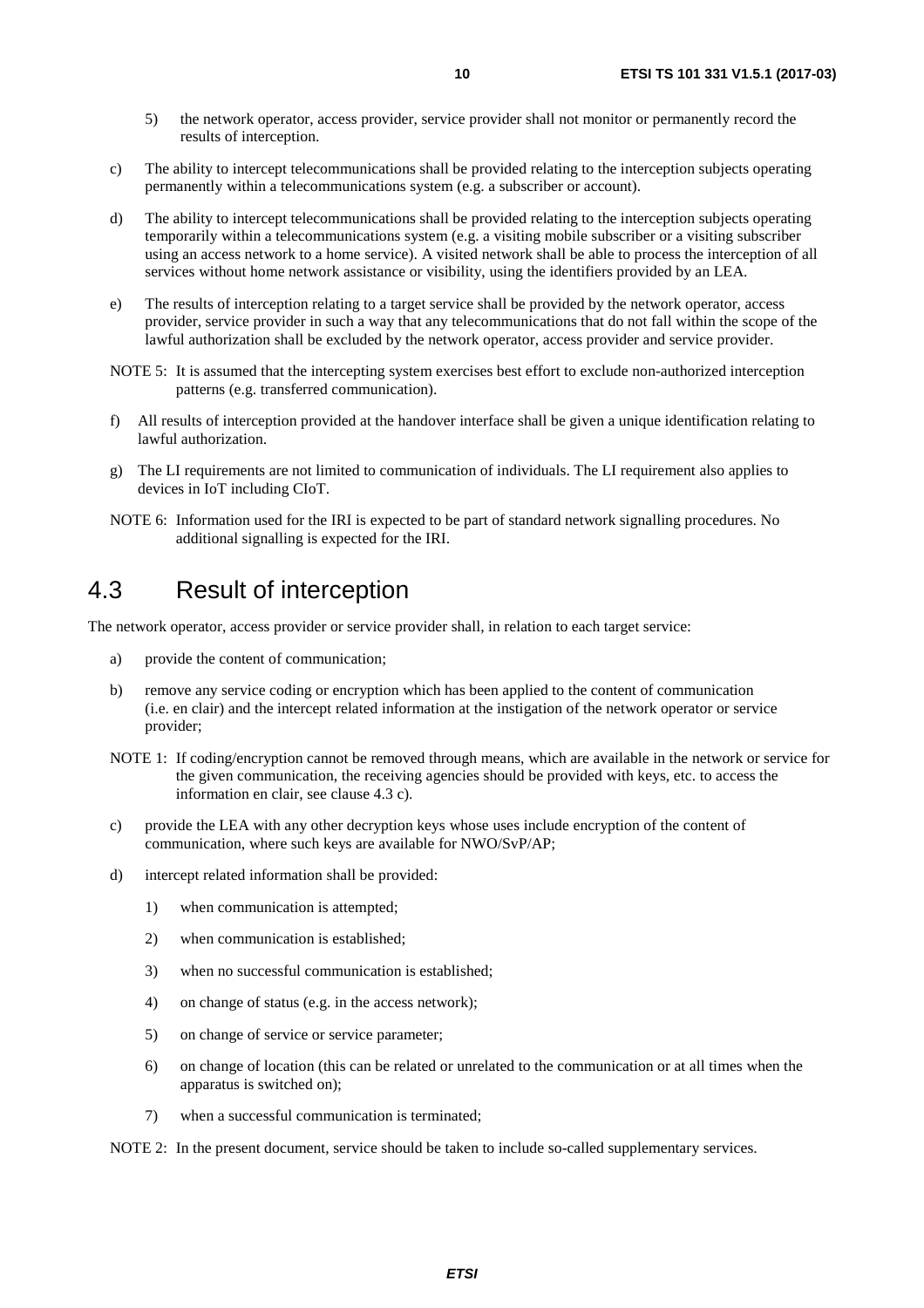5) the network operator, access provider, service provider shall not monitor or permanently record the results of interception.

c) The ability to intercept telecommunications shall be provided relating to the interception subjects operating permanently within a telecommunications system (e.g. a subscriber or account).

d) The ability to intercept telecommunications shall be provided relating to the interception subjects operating temporarily within a telecommunications system (e.g. a visiting mobile subscriber or a visiting subscriber using an access network to a home service). A visited network shall be able to process the interception of all services without home network assistance or visibility, using the identifiers provided by an LEA.

e) The results of interception relating to a target service shall be provided by the network operator, access provider, service provider in such a way that any telecommunications that do not fall within the scope of the lawful authorization shall be excluded by the network operator, access provider and service provider.

NOTE 5: It is assumed that the intercepting system exercises best effort to exclude non-authorized interception patterns (e.g. transferred communication).

f) All results of interception provided at the handover interface shall be given a unique identification relating to lawful authorization.

g) The LI requirements are not limited to communication of individuals. The LI requirement also applies to devices in IoT including CIoT.

NOTE 6: Information used for the IRI is expected to be part of standard network signalling procedures. No additional signalling is expected for the IRI.

## 4.3 Result of interception

The network operator, access provider or service provider shall, in relation to each target service:

a) provide the content of communication;

b) remove any service coding or encryption which has been applied to the content of communication (i.e. en clair) and the intercept related information at the instigation of the network operator or service provider;

NOTE 1: If coding/encryption cannot be removed through means, which are available in the network or service for the given communication, the receiving agencies should be provided with keys, etc. to access the information en clair, see clause 4.3 c).

c) provide the LEA with any other decryption keys whose uses include encryption of the content of communication, where such keys are available for NWO/SvP/AP;

d) intercept related information shall be provided:

1) when communication is attempted;

2) when communication is established;

3) when no successful communication is established;

4) on change of status (e.g. in the access network);

5) on change of service or service parameter;

6) on change of location (this can be related or unrelated to the communication or at all times when the apparatus is switched on);

7) when a successful communication is terminated;

NOTE 2: In the present document, service should be taken to include so-called supplementary services.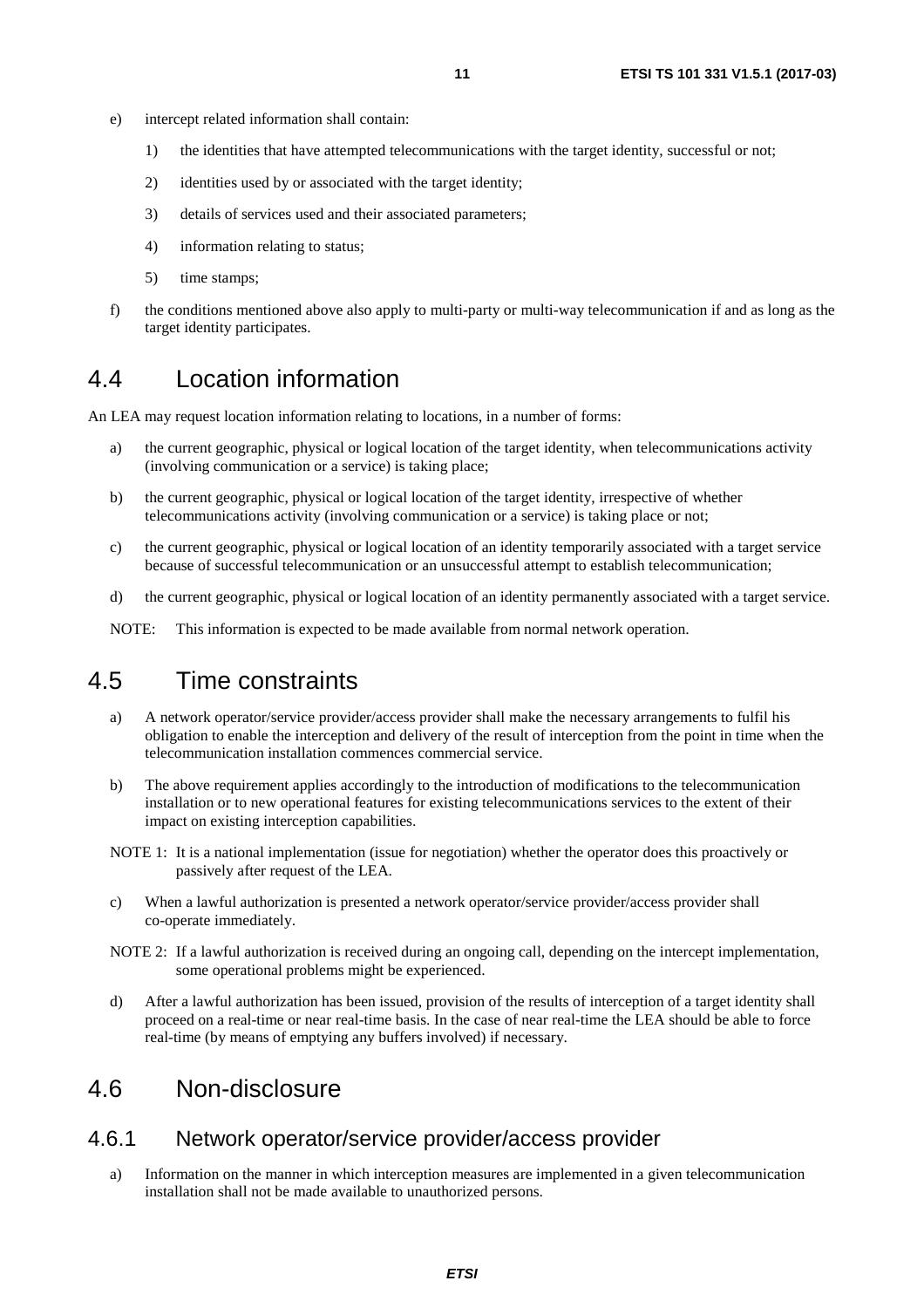e) intercept related information shall contain:

   1) the identities that have attempted telecommunications with the target identity, successful or not;

   2) identities used by or associated with the target identity;

   3) details of services used and their associated parameters;

   4) information relating to status;

   5) time stamps;

f) the conditions mentioned above also apply to multi-party or multi-way telecommunication if and as long as the target identity participates.

## 4.4 Location information

An LEA may request location information relating to locations, in a number of forms:

a) the current geographic, physical or logical location of the target identity, when telecommunications activity (involving communication or a service) is taking place;

b) the current geographic, physical or logical location of the target identity, irrespective of whether telecommunications activity (involving communication or a service) is taking place or not;

c) the current geographic, physical or logical location of an identity temporarily associated with a target service because of successful telecommunication or an unsuccessful attempt to establish telecommunication;

d) the current geographic, physical or logical location of an identity permanently associated with a target service.

NOTE: This information is expected to be made available from normal network operation.

## 4.5 Time constraints

a) A network operator/service provider/access provider shall make the necessary arrangements to fulfil his obligation to enable the interception and delivery of the result of interception from the point in time when the telecommunication installation commences commercial service.

b) The above requirement applies accordingly to the introduction of modifications to the telecommunication installation or to new operational features for existing telecommunications services to the extent of their impact on existing interception capabilities.

NOTE 1: It is a national implementation (issue for negotiation) whether the operator does this proactively or passively after request of the LEA.

c) When a lawful authorization is presented a network operator/service provider/access provider shall co-operate immediately.

NOTE 2: If a lawful authorization is received during an ongoing call, depending on the intercept implementation, some operational problems might be experienced.

d) After a lawful authorization has been issued, provision of the results of interception of a target identity shall proceed on a real-time or near real-time basis. In the case of near real-time the LEA should be able to force real-time (by means of emptying any buffers involved) if necessary.

## 4.6 Non-disclosure

### 4.6.1 Network operator/service provider/access provider

a) Information on the manner in which interception measures are implemented in a given telecommunication installation shall not be made available to unauthorized persons.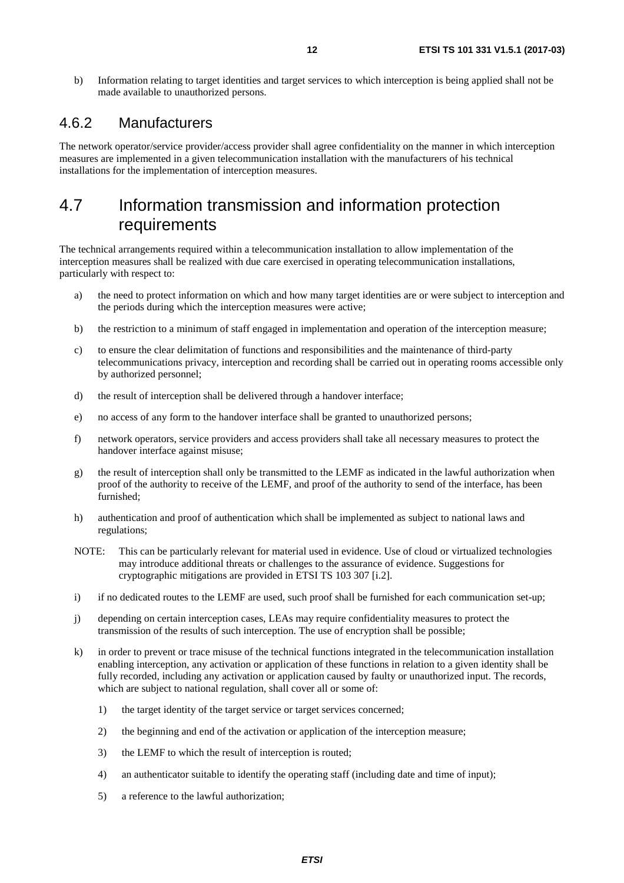b) Information relating to target identities and target services to which interception is being applied shall not be made available to unauthorized persons.

### 4.6.2 Manufacturers

The network operator/service provider/access provider shall agree confidentiality on the manner in which interception measures are implemented in a given telecommunication installation with the manufacturers of his technical installations for the implementation of interception measures.

## 4.7 Information transmission and information protection requirements

The technical arrangements required within a telecommunication installation to allow implementation of the interception measures shall be realized with due care exercised in operating telecommunication installations, particularly with respect to:

a) the need to protect information on which and how many target identities are or were subject to interception and the periods during which the interception measures were active;

b) the restriction to a minimum of staff engaged in implementation and operation of the interception measure;

c) to ensure the clear delimitation of functions and responsibilities and the maintenance of third-party telecommunications privacy, interception and recording shall be carried out in operating rooms accessible only by authorized personnel;

d) the result of interception shall be delivered through a handover interface;

e) no access of any form to the handover interface shall be granted to unauthorized persons;

f) network operators, service providers and access providers shall take all necessary measures to protect the handover interface against misuse;

g) the result of interception shall only be transmitted to the LEMF as indicated in the lawful authorization when proof of the authority to receive of the LEMF, and proof of the authority to send of the interface, has been furnished;

h) authentication and proof of authentication which shall be implemented as subject to national laws and regulations;

NOTE: This can be particularly relevant for material used in evidence. Use of cloud or virtualized technologies may introduce additional threats or challenges to the assurance of evidence. Suggestions for cryptographic mitigations are provided in ETSI TS 103 307 [i.2].

i) if no dedicated routes to the LEMF are used, such proof shall be furnished for each communication set-up;

j) depending on certain interception cases, LEAs may require confidentiality measures to protect the transmission of the results of such interception. The use of encryption shall be possible;

k) in order to prevent or trace misuse of the technical functions integrated in the telecommunication installation enabling interception, any activation or application of these functions in relation to a given identity shall be fully recorded, including any activation or application caused by faulty or unauthorized input. The records, which are subject to national regulation, shall cover all or some of:

   1) the target identity of the target service or target services concerned;

   2) the beginning and end of the activation or application of the interception measure;

   3) the LEMF to which the result of interception is routed;

   4) an authenticator suitable to identify the operating staff (including date and time of input);

   5) a reference to the lawful authorization;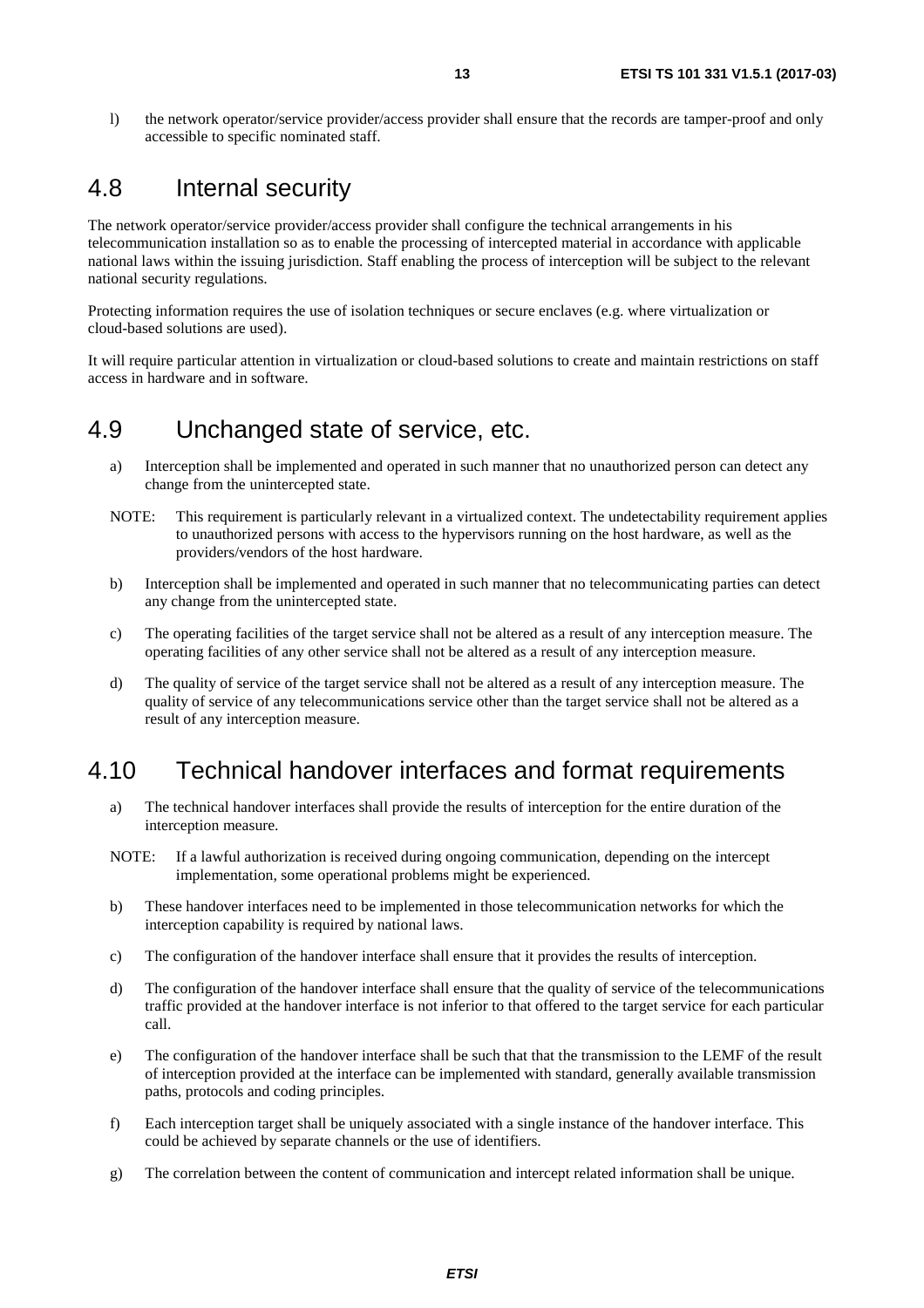l) the network operator/service provider/access provider shall ensure that the records are tamper-proof and only accessible to specific nominated staff.

## 4.8 Internal security

The network operator/service provider/access provider shall configure the technical arrangements in his telecommunication installation so as to enable the processing of intercepted material in accordance with applicable national laws within the issuing jurisdiction. Staff enabling the process of interception will be subject to the relevant national security regulations.

Protecting information requires the use of isolation techniques or secure enclaves (e.g. where virtualization or cloud-based solutions are used).

It will require particular attention in virtualization or cloud-based solutions to create and maintain restrictions on staff access in hardware and in software.

## 4.9 Unchanged state of service, etc.

a) Interception shall be implemented and operated in such manner that no unauthorized person can detect any change from the unintercepted state.

NOTE: This requirement is particularly relevant in a virtualized context. The undetectability requirement applies to unauthorized persons with access to the hypervisors running on the host hardware, as well as the providers/vendors of the host hardware.

b) Interception shall be implemented and operated in such manner that no telecommunicating parties can detect any change from the unintercepted state.

c) The operating facilities of the target service shall not be altered as a result of any interception measure. The operating facilities of any other service shall not be altered as a result of any interception measure.

d) The quality of service of the target service shall not be altered as a result of any interception measure. The quality of service of any telecommunications service other than the target service shall not be altered as a result of any interception measure.

## 4.10 Technical handover interfaces and format requirements

a) The technical handover interfaces shall provide the results of interception for the entire duration of the interception measure.

NOTE: If a lawful authorization is received during ongoing communication, depending on the intercept implementation, some operational problems might be experienced.

b) These handover interfaces need to be implemented in those telecommunication networks for which the interception capability is required by national laws.

c) The configuration of the handover interface shall ensure that it provides the results of interception.

d) The configuration of the handover interface shall ensure that the quality of service of the telecommunications traffic provided at the handover interface is not inferior to that offered to the target service for each particular call.

e) The configuration of the handover interface shall be such that that the transmission to the LEMF of the result of interception provided at the interface can be implemented with standard, generally available transmission paths, protocols and coding principles.

f) Each interception target shall be uniquely associated with a single instance of the handover interface. This could be achieved by separate channels or the use of identifiers.

g) The correlation between the content of communication and intercept related information shall be unique.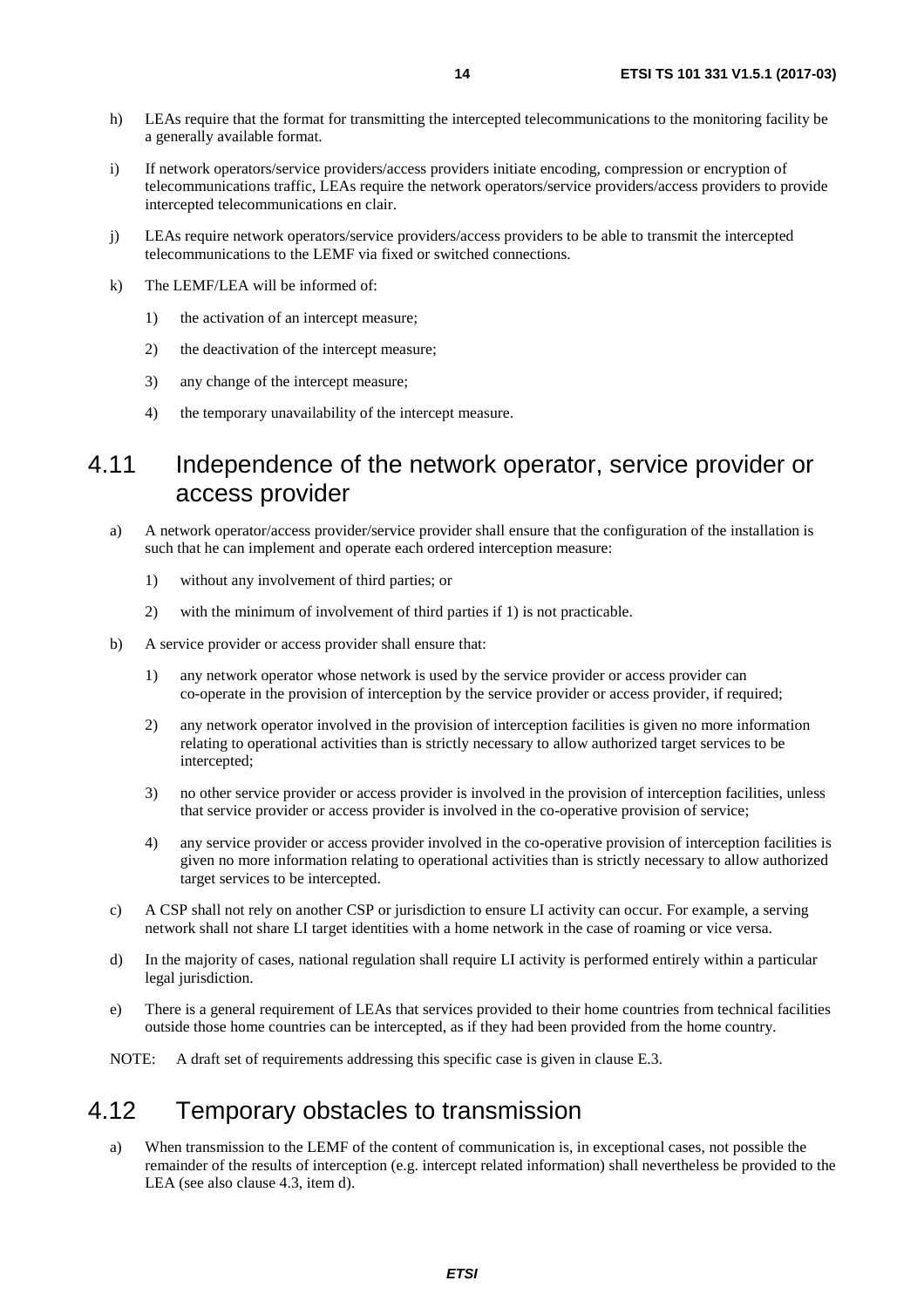h) LEAs require that the format for transmitting the intercepted telecommunications to the monitoring facility be a generally available format.

i) If network operators/service providers/access providers initiate encoding, compression or encryption of telecommunications traffic, LEAs require the network operators/service providers/access providers to provide intercepted telecommunications en clair.

j) LEAs require network operators/service providers/access providers to be able to transmit the intercepted telecommunications to the LEMF via fixed or switched connections.

k) The LEMF/LEA will be informed of:

   1) the activation of an intercept measure;

   2) the deactivation of the intercept measure;

   3) any change of the intercept measure;

   4) the temporary unavailability of the intercept measure.

## 4.11 Independence of the network operator, service provider or access provider

a) A network operator/access provider/service provider shall ensure that the configuration of the installation is such that he can implement and operate each ordered interception measure:

   1) without any involvement of third parties; or

   2) with the minimum of involvement of third parties if 1) is not practicable.

b) A service provider or access provider shall ensure that:

   1) any network operator whose network is used by the service provider or access provider can co-operate in the provision of interception by the service provider or access provider, if required;

   2) any network operator involved in the provision of interception facilities is given no more information relating to operational activities than is strictly necessary to allow authorized target services to be intercepted;

   3) no other service provider or access provider is involved in the provision of interception facilities, unless that service provider or access provider is involved in the co-operative provision of service;

   4) any service provider or access provider involved in the co-operative provision of interception facilities is given no more information relating to operational activities than is strictly necessary to allow authorized target services to be intercepted.

c) A CSP shall not rely on another CSP or jurisdiction to ensure LI activity can occur. For example, a serving network shall not share LI target identities with a home network in the case of roaming or vice versa.

d) In the majority of cases, national regulation shall require LI activity is performed entirely within a particular legal jurisdiction.

e) There is a general requirement of LEAs that services provided to their home countries from technical facilities outside those home countries can be intercepted, as if they had been provided from the home country.

NOTE: A draft set of requirements addressing this specific case is given in clause E.3.

## 4.12 Temporary obstacles to transmission

a) When transmission to the LEMF of the content of communication is, in exceptional cases, not possible the remainder of the results of interception (e.g. intercept related information) shall nevertheless be provided to the LEA (see also clause 4.3, item d).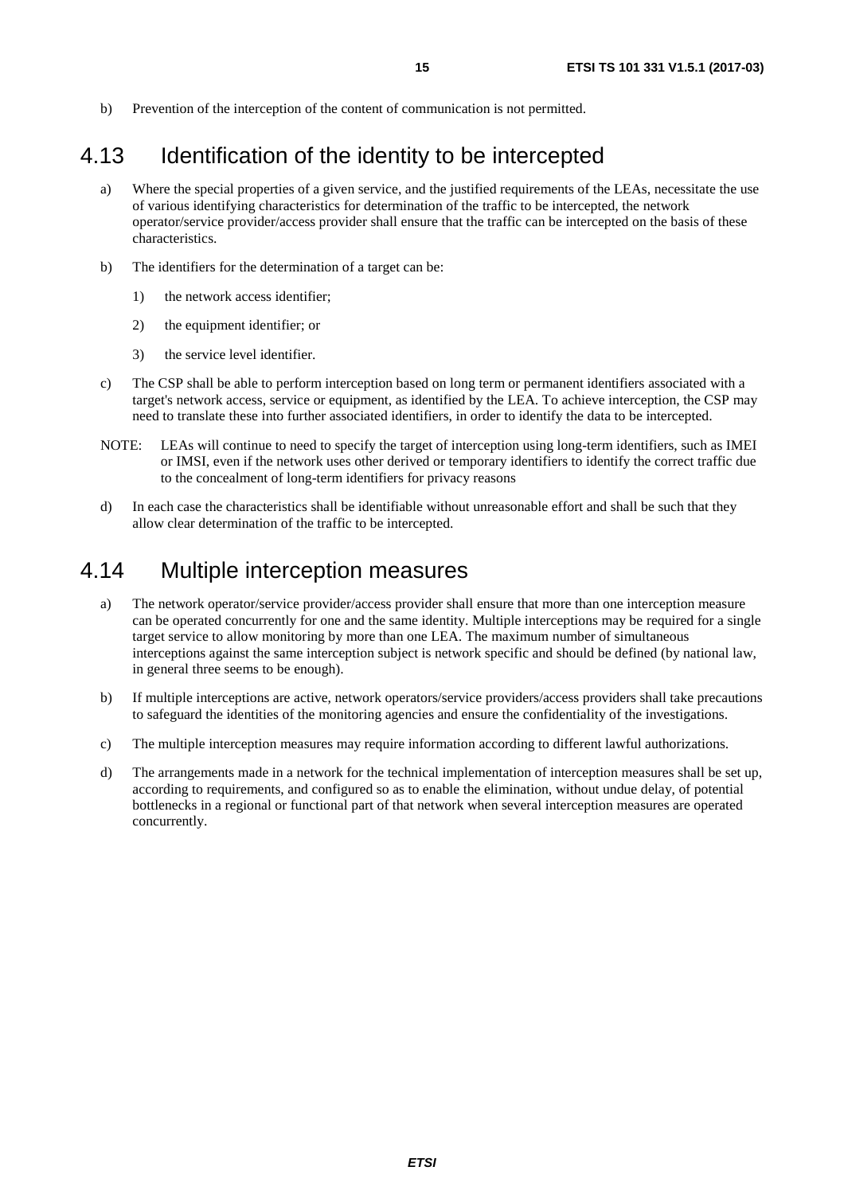b) Prevention of the interception of the content of communication is not permitted.

## 4.13 Identification of the identity to be intercepted

a) Where the special properties of a given service, and the justified requirements of the LEAs, necessitate the use of various identifying characteristics for determination of the traffic to be intercepted, the network operator/service provider/access provider shall ensure that the traffic can be intercepted on the basis of these characteristics.

b) The identifiers for the determination of a target can be:

   1) the network access identifier;

   2) the equipment identifier; or

   3) the service level identifier.

c) The CSP shall be able to perform interception based on long term or permanent identifiers associated with a target's network access, service or equipment, as identified by the LEA. To achieve interception, the CSP may need to translate these into further associated identifiers, in order to identify the data to be intercepted.

NOTE: LEAs will continue to need to specify the target of interception using long-term identifiers, such as IMEI or IMSI, even if the network uses other derived or temporary identifiers to identify the correct traffic due to the concealment of long-term identifiers for privacy reasons

d) In each case the characteristics shall be identifiable without unreasonable effort and shall be such that they allow clear determination of the traffic to be intercepted.

## 4.14 Multiple interception measures

a) The network operator/service provider/access provider shall ensure that more than one interception measure can be operated concurrently for one and the same identity. Multiple interceptions may be required for a single target service to allow monitoring by more than one LEA. The maximum number of simultaneous interceptions against the same interception subject is network specific and should be defined (by national law, in general three seems to be enough).

b) If multiple interceptions are active, network operators/service providers/access providers shall take precautions to safeguard the identities of the monitoring agencies and ensure the confidentiality of the investigations.

c) The multiple interception measures may require information according to different lawful authorizations.

d) The arrangements made in a network for the technical implementation of interception measures shall be set up, according to requirements, and configured so as to enable the elimination, without undue delay, of potential bottlenecks in a regional or functional part of that network when several interception measures are operated concurrently.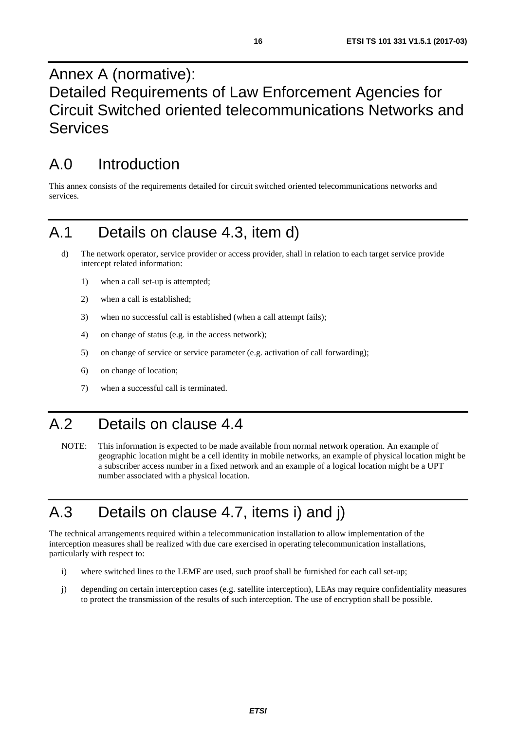# Annex A (normative): Detailed Requirements of Law Enforcement Agencies for Circuit Switched oriented telecommunications Networks and Services

## A.0 Introduction

This annex consists of the requirements detailed for circuit switched oriented telecommunications networks and services.

## A.1 Details on clause 4.3, item d)

d) The network operator, service provider or access provider, shall in relation to each target service provide intercept related information:

1) when a call set-up is attempted;
2) when a call is established;
3) when no successful call is established (when a call attempt fails);
4) on change of status (e.g. in the access network);
5) on change of service or service parameter (e.g. activation of call forwarding);
6) on change of location;
7) when a successful call is terminated.

## A.2 Details on clause 4.4

NOTE: This information is expected to be made available from normal network operation. An example of geographic location might be a cell identity in mobile networks, an example of physical location might be a subscriber access number in a fixed network and an example of a logical location might be a UPT number associated with a physical location.

## A.3 Details on clause 4.7, items i) and j)

The technical arrangements required within a telecommunication installation to allow implementation of the interception measures shall be realized with due care exercised in operating telecommunication installations, particularly with respect to:

i) where switched lines to the LEMF are used, such proof shall be furnished for each call set-up;

j) depending on certain interception cases (e.g. satellite interception), LEAs may require confidentiality measures to protect the transmission of the results of such interception. The use of encryption shall be possible.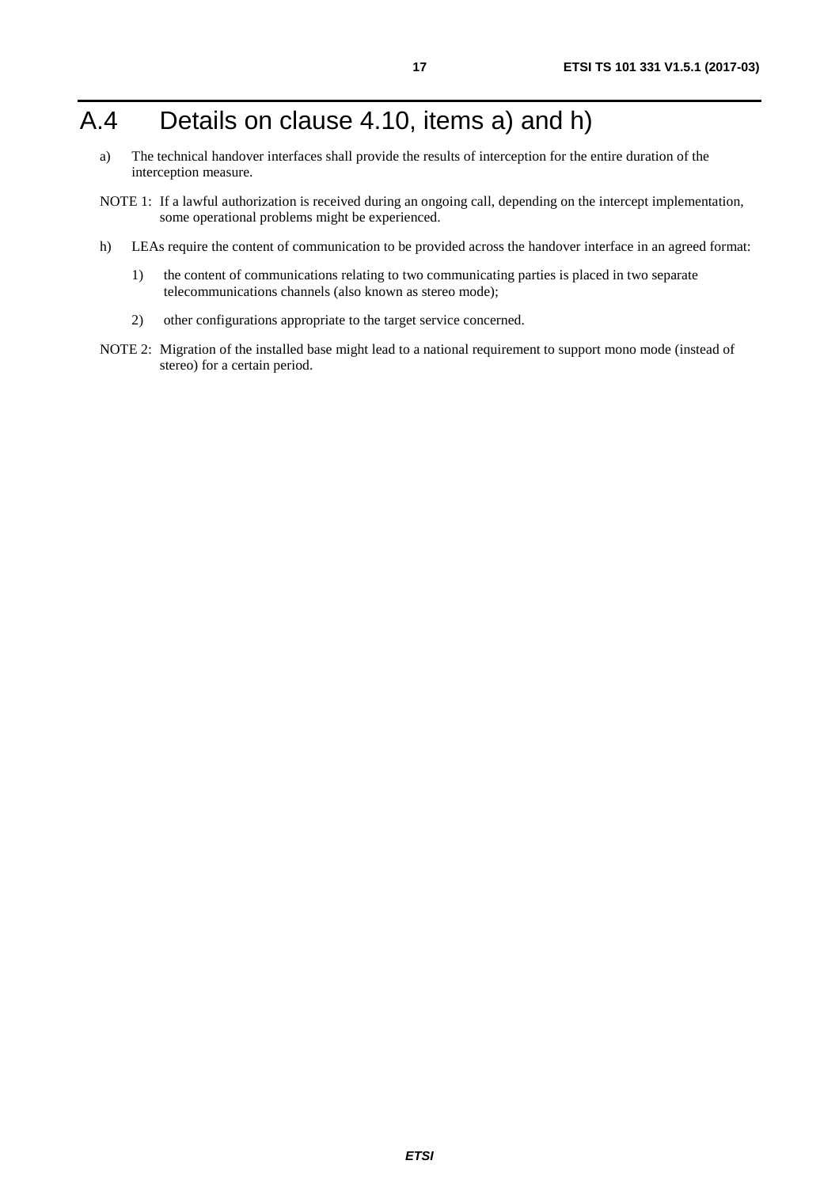# A.4 Details on clause 4.10, items a) and h)

a) The technical handover interfaces shall provide the results of interception for the entire duration of the interception measure.

NOTE 1: If a lawful authorization is received during an ongoing call, depending on the intercept implementation, some operational problems might be experienced.

h) LEAs require the content of communication to be provided across the handover interface in an agreed format:

1) the content of communications relating to two communicating parties is placed in two separate telecommunications channels (also known as stereo mode);

2) other configurations appropriate to the target service concerned.

NOTE 2: Migration of the installed base might lead to a national requirement to support mono mode (instead of stereo) for a certain period.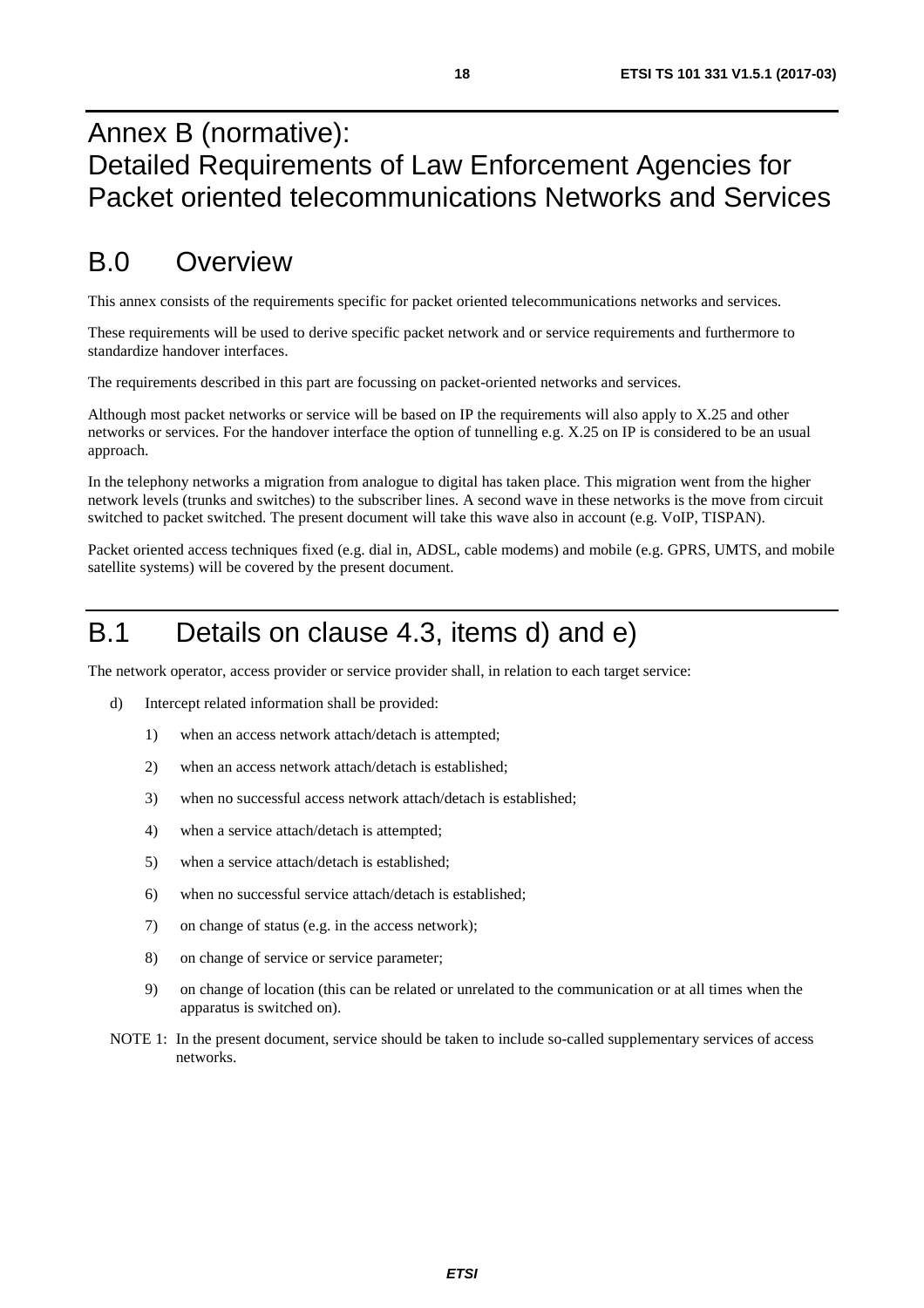# Annex B (normative): Detailed Requirements of Law Enforcement Agencies for Packet oriented telecommunications Networks and Services

## B.0 Overview

This annex consists of the requirements specific for packet oriented telecommunications networks and services.

These requirements will be used to derive specific packet network and or service requirements and furthermore to standardize handover interfaces.

The requirements described in this part are focussing on packet-oriented networks and services.

Although most packet networks or service will be based on IP the requirements will also apply to X.25 and other networks or services. For the handover interface the option of tunnelling e.g. X.25 on IP is considered to be an usual approach.

In the telephony networks a migration from analogue to digital has taken place. This migration went from the higher network levels (trunks and switches) to the subscriber lines. A second wave in these networks is the move from circuit switched to packet switched. The present document will take this wave also in account (e.g. VoIP, TISPAN).

Packet oriented access techniques fixed (e.g. dial in, ADSL, cable modems) and mobile (e.g. GPRS, UMTS, and mobile satellite systems) will be covered by the present document.

## B.1 Details on clause 4.3, items d) and e)

The network operator, access provider or service provider shall, in relation to each target service:

d) Intercept related information shall be provided:

   1) when an access network attach/detach is attempted;

   2) when an access network attach/detach is established;

   3) when no successful access network attach/detach is established;

   4) when a service attach/detach is attempted;

   5) when a service attach/detach is established;

   6) when no successful service attach/detach is established;

   7) on change of status (e.g. in the access network);

   8) on change of service or service parameter;

   9) on change of location (this can be related or unrelated to the communication or at all times when the apparatus is switched on).

NOTE 1: In the present document, service should be taken to include so-called supplementary services of access networks.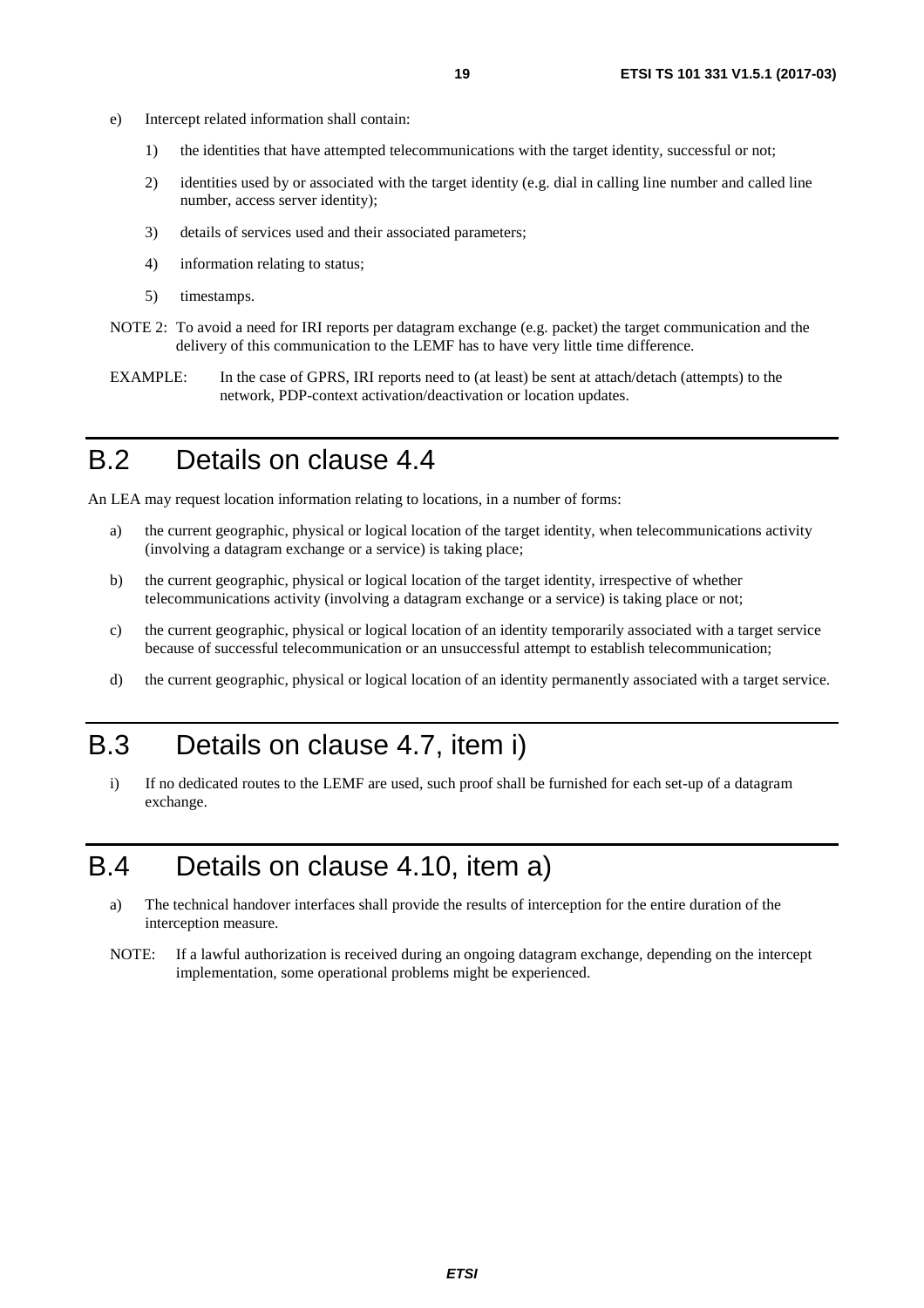e) Intercept related information shall contain:

   1) the identities that have attempted telecommunications with the target identity, successful or not;

   2) identities used by or associated with the target identity (e.g. dial in calling line number and called line number, access server identity);

   3) details of services used and their associated parameters;

   4) information relating to status;

   5) timestamps.

NOTE 2: To avoid a need for IRI reports per datagram exchange (e.g. packet) the target communication and the delivery of this communication to the LEMF has to have very little time difference.

EXAMPLE: In the case of GPRS, IRI reports need to (at least) be sent at attach/detach (attempts) to the network, PDP-context activation/deactivation or location updates.

# B.2 Details on clause 4.4

An LEA may request location information relating to locations, in a number of forms:

a) the current geographic, physical or logical location of the target identity, when telecommunications activity (involving a datagram exchange or a service) is taking place;

b) the current geographic, physical or logical location of the target identity, irrespective of whether telecommunications activity (involving a datagram exchange or a service) is taking place or not;

c) the current geographic, physical or logical location of an identity temporarily associated with a target service because of successful telecommunication or an unsuccessful attempt to establish telecommunication;

d) the current geographic, physical or logical location of an identity permanently associated with a target service.

# B.3 Details on clause 4.7, item i)

i) If no dedicated routes to the LEMF are used, such proof shall be furnished for each set-up of a datagram exchange.

# B.4 Details on clause 4.10, item a)

a) The technical handover interfaces shall provide the results of interception for the entire duration of the interception measure.

NOTE: If a lawful authorization is received during an ongoing datagram exchange, depending on the intercept implementation, some operational problems might be experienced.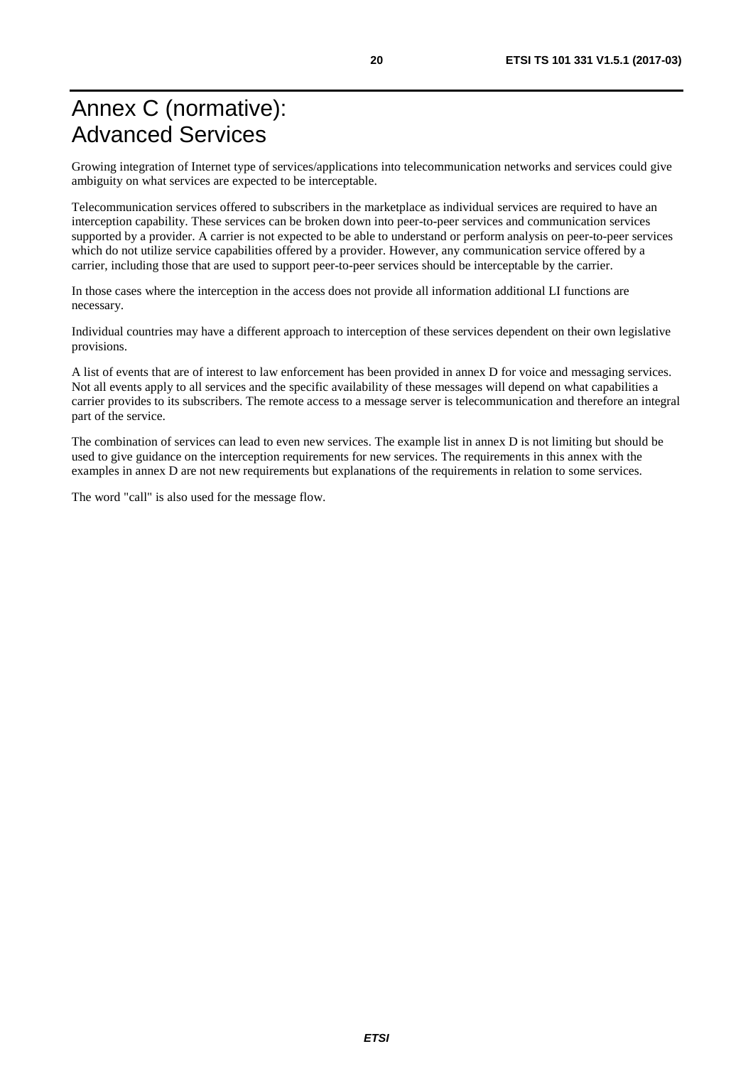# Annex C (normative): Advanced Services

Growing integration of Internet type of services/applications into telecommunication networks and services could give ambiguity on what services are expected to be interceptable.

Telecommunication services offered to subscribers in the marketplace as individual services are required to have an interception capability. These services can be broken down into peer-to-peer services and communication services supported by a provider. A carrier is not expected to be able to understand or perform analysis on peer-to-peer services which do not utilize service capabilities offered by a provider. However, any communication service offered by a carrier, including those that are used to support peer-to-peer services should be interceptable by the carrier.

In those cases where the interception in the access does not provide all information additional LI functions are necessary.

Individual countries may have a different approach to interception of these services dependent on their own legislative provisions.

A list of events that are of interest to law enforcement has been provided in annex D for voice and messaging services. Not all events apply to all services and the specific availability of these messages will depend on what capabilities a carrier provides to its subscribers. The remote access to a message server is telecommunication and therefore an integral part of the service.

The combination of services can lead to even new services. The example list in annex D is not limiting but should be used to give guidance on the interception requirements for new services. The requirements in this annex with the examples in annex D are not new requirements but explanations of the requirements in relation to some services.

The word "call" is also used for the message flow.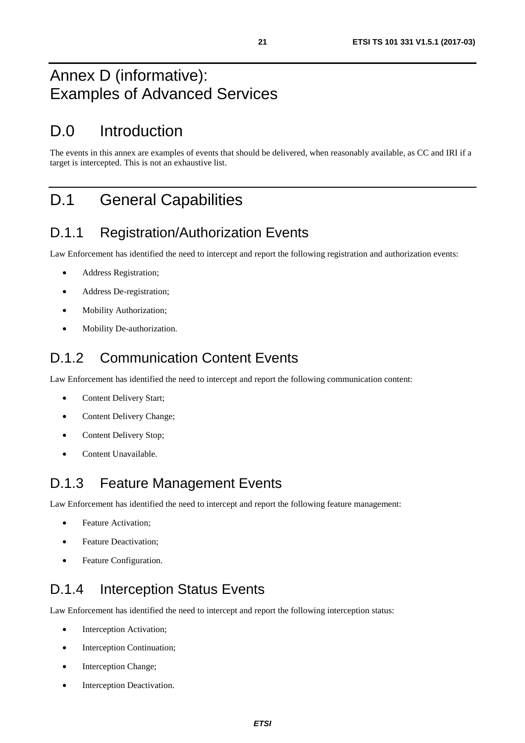# Annex D (informative): Examples of Advanced Services

# D.0 Introduction

The events in this annex are examples of events that should be delivered, when reasonably available, as CC and IRI if a target is intercepted. This is not an exhaustive list.

# D.1 General Capabilities

## D.1.1 Registration/Authorization Events

Law Enforcement has identified the need to intercept and report the following registration and authorization events:

- Address Registration;
- Address De-registration;
- Mobility Authorization;
- Mobility De-authorization.

## D.1.2 Communication Content Events

Law Enforcement has identified the need to intercept and report the following communication content:

- Content Delivery Start;
- Content Delivery Change;
- Content Delivery Stop;
- Content Unavailable.

## D.1.3 Feature Management Events

Law Enforcement has identified the need to intercept and report the following feature management:

- Feature Activation;
- Feature Deactivation;
- Feature Configuration.

## D.1.4 Interception Status Events

Law Enforcement has identified the need to intercept and report the following interception status:

- Interception Activation;
- Interception Continuation;
- Interception Change;
- Interception Deactivation.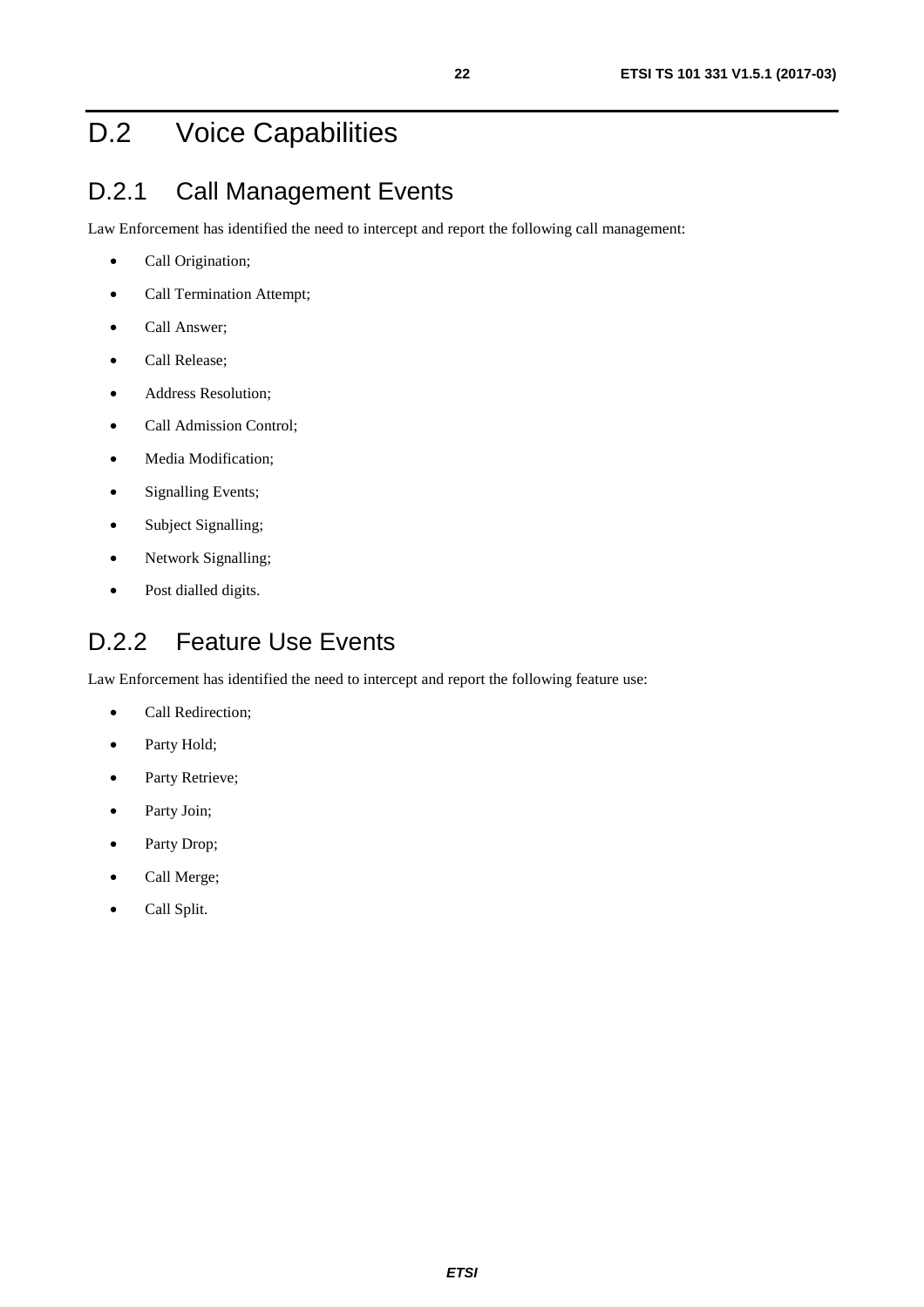# D.2 Voice Capabilities

## D.2.1 Call Management Events

Law Enforcement has identified the need to intercept and report the following call management:

- Call Origination;
- Call Termination Attempt;
- Call Answer;
- Call Release;
- Address Resolution;
- Call Admission Control;
- Media Modification;
- Signalling Events;
- Subject Signalling;
- Network Signalling;
- Post dialled digits.

## D.2.2 Feature Use Events

Law Enforcement has identified the need to intercept and report the following feature use:

- Call Redirection;
- Party Hold;
- Party Retrieve;
- Party Join;
- Party Drop;
- Call Merge;
- Call Split.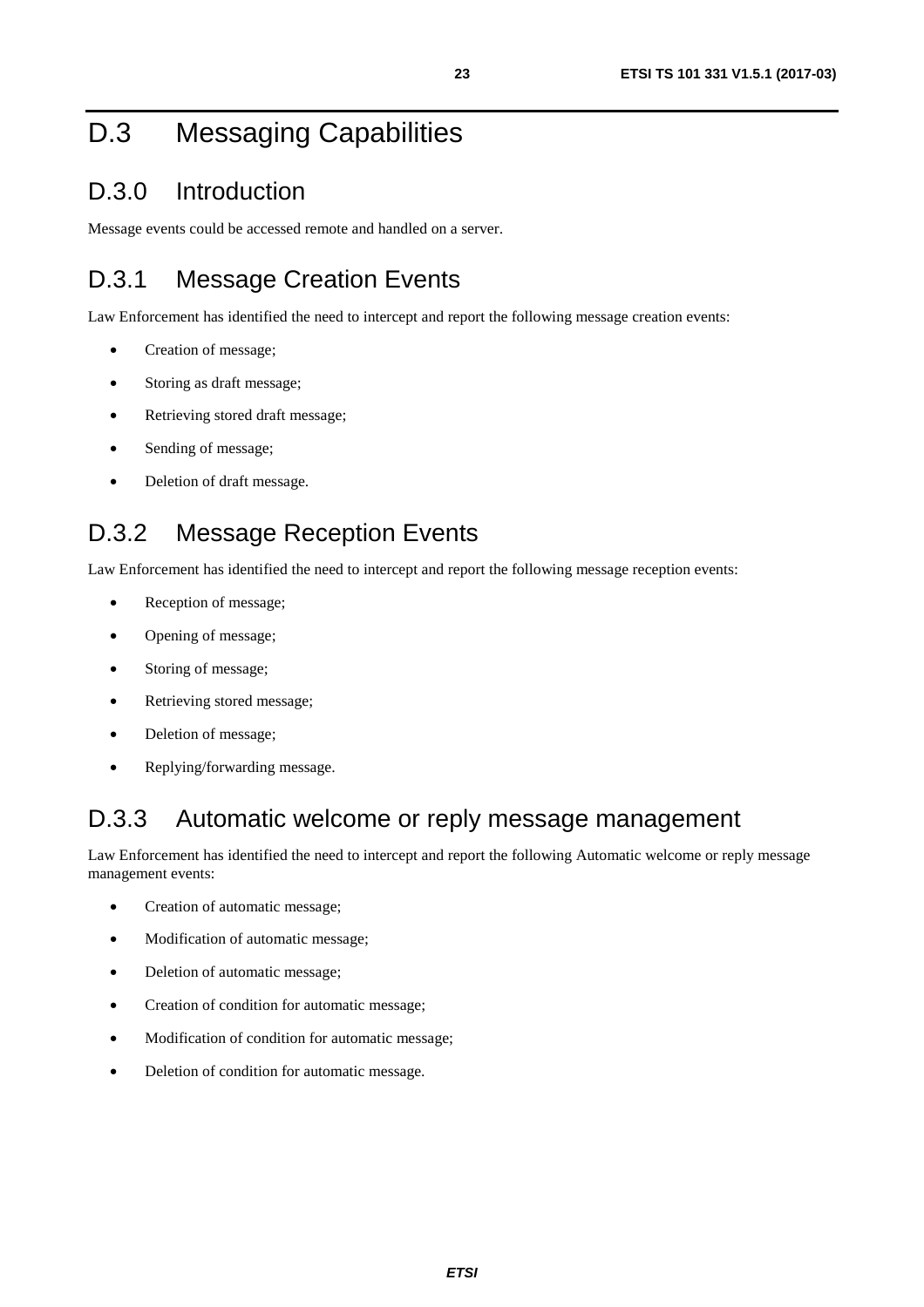# D.3 Messaging Capabilities

## D.3.0 Introduction

Message events could be accessed remote and handled on a server.

## D.3.1 Message Creation Events

Law Enforcement has identified the need to intercept and report the following message creation events:

- Creation of message;
- Storing as draft message;
- Retrieving stored draft message;
- Sending of message;
- Deletion of draft message.

## D.3.2 Message Reception Events

Law Enforcement has identified the need to intercept and report the following message reception events:

- Reception of message;
- Opening of message;
- Storing of message;
- Retrieving stored message;
- Deletion of message;
- Replying/forwarding message.

## D.3.3 Automatic welcome or reply message management

Law Enforcement has identified the need to intercept and report the following Automatic welcome or reply message management events:

- Creation of automatic message;
- Modification of automatic message;
- Deletion of automatic message;
- Creation of condition for automatic message;
- Modification of condition for automatic message;
- Deletion of condition for automatic message.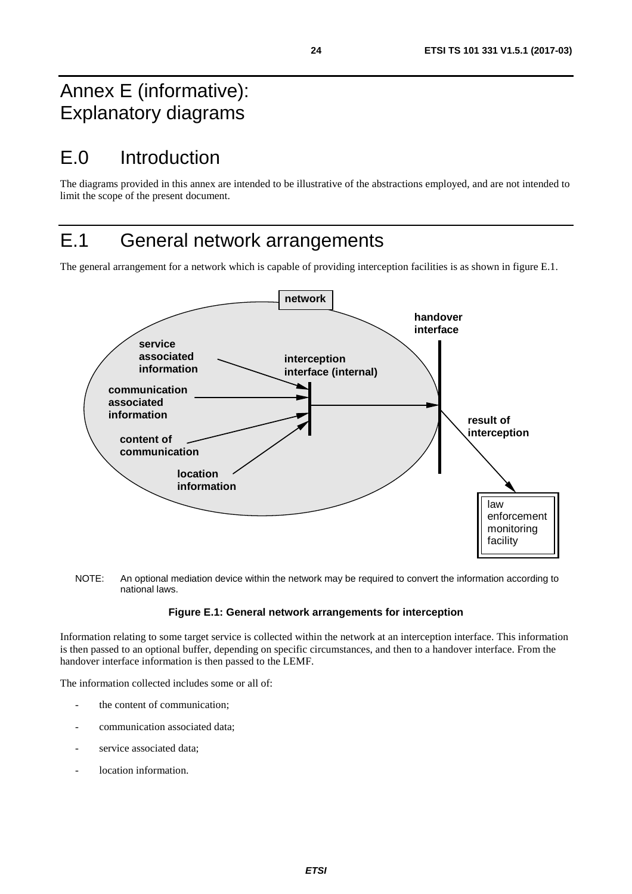# Annex E (informative): Explanatory diagrams

# E.0 Introduction

The diagrams provided in this annex are intended to be illustrative of the abstractions employed, and are not intended to limit the scope of the present document.

# E.1 General network arrangements

The general arrangement for a network which is capable of providing interception facilities is as shown in figure E.1.

network

service associated information

communication associated information

content of communication

location information

interception interface (internal)

handover interface

result of interception

law enforcement monitoring facility

NOTE: An optional mediation device within the network may be required to convert the information according to national laws.

**Figure E.1: General network arrangements for interception**

Information relating to some target service is collected within the network at an interception interface. This information is then passed to an optional buffer, depending on specific circumstances, and then to a handover interface. From the handover interface information is then passed to the LEMF.

The information collected includes some or all of:

- the content of communication;
- communication associated data;
- service associated data;
- location information.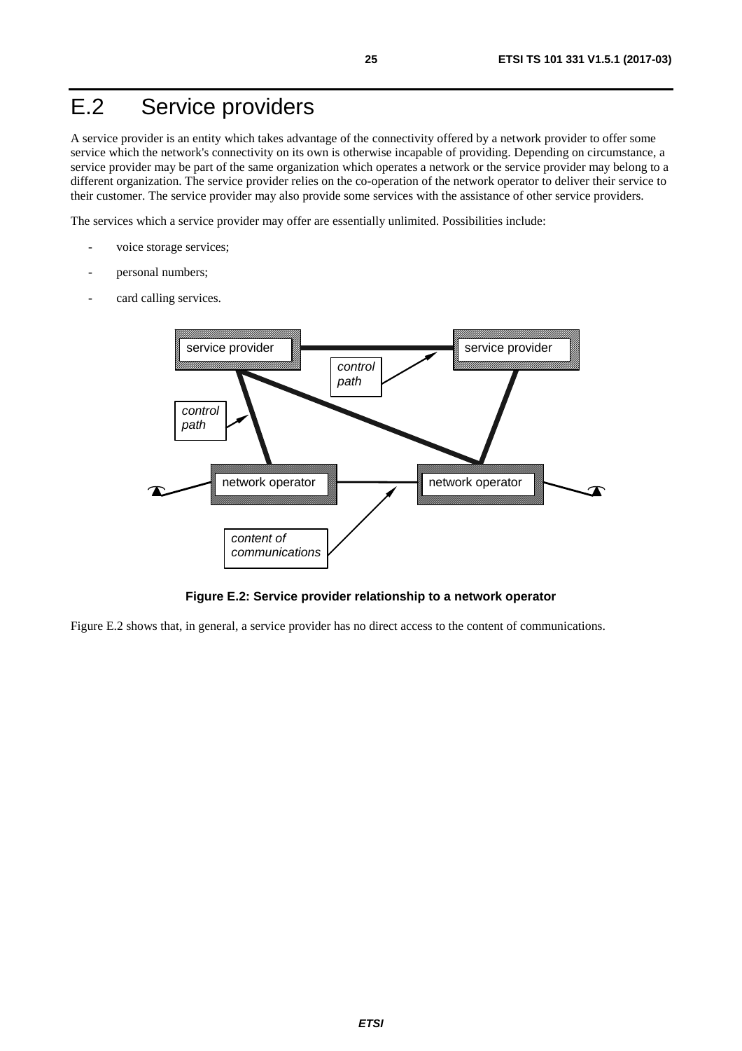# E.2 Service providers

A service provider is an entity which takes advantage of the connectivity offered by a network provider to offer some service which the network's connectivity on its own is otherwise incapable of providing. Depending on circumstance, a service provider may be part of the same organization which operates a network or the service provider may belong to a different organization. The service provider relies on the co-operation of the network operator to deliver their service to their customer. The service provider may also provide some services with the assistance of other service providers.

The services which a service provider may offer are essentially unlimited. Possibilities include:

- voice storage services;
- personal numbers;
- card calling services.

**Figure E.2: Service provider relationship to a network operator**

Figure E.2 shows that, in general, a service provider has no direct access to the content of communications.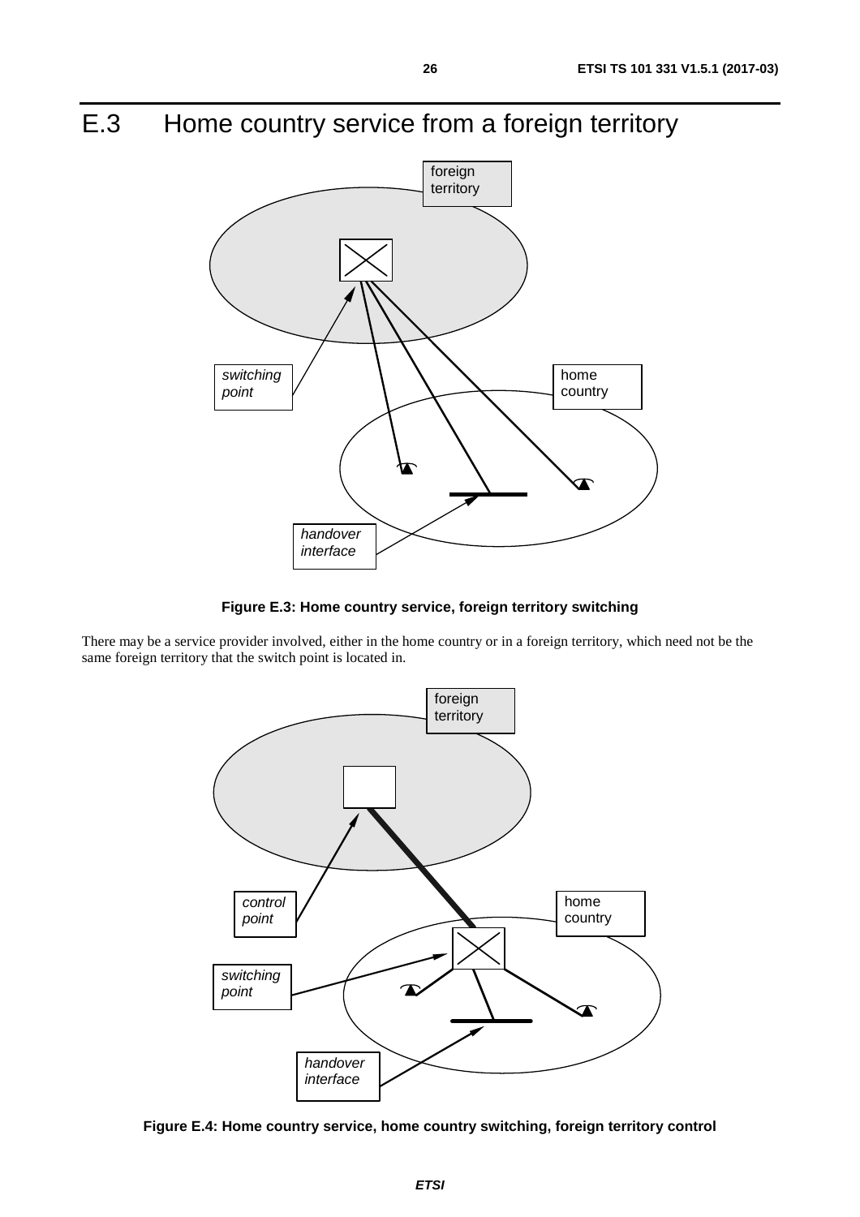# E.3 Home country service from a foreign territory

**Figure E.3: Home country service, foreign territory switching**

There may be a service provider involved, either in the home country or in a foreign territory, which need not be the same foreign territory that the switch point is located in.

**Figure E.4: Home country service, home country switching, foreign territory control**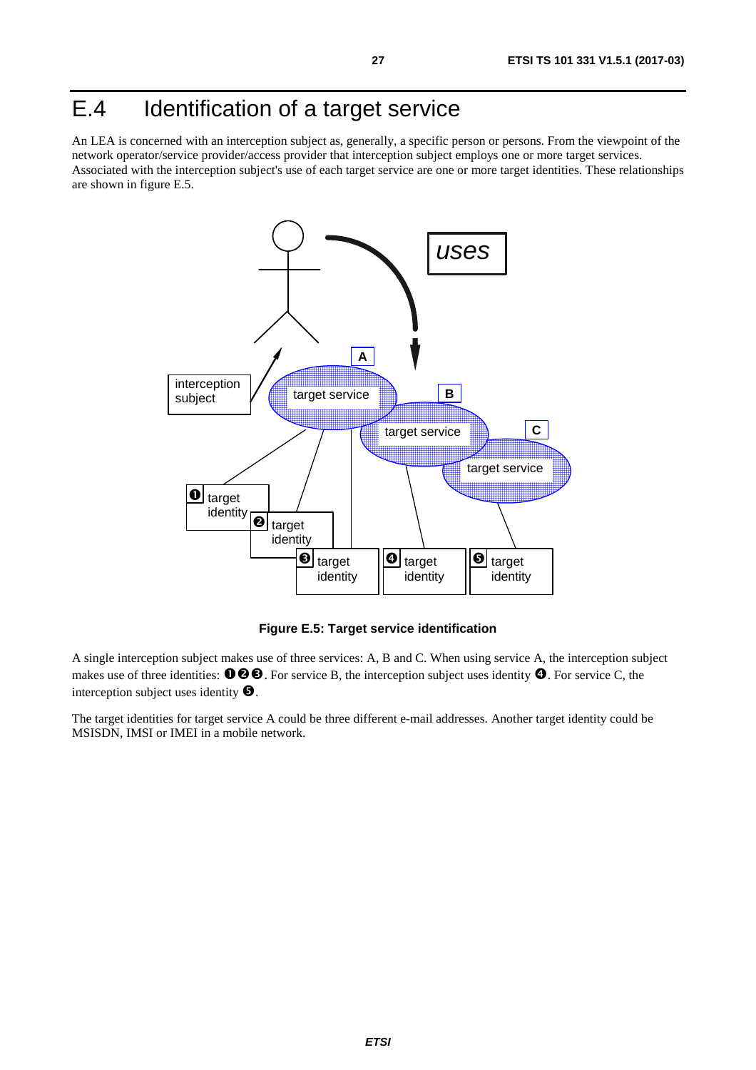# E.4 Identification of a target service

An LEA is concerned with an interception subject as, generally, a specific person or persons. From the viewpoint of the network operator/service provider/access provider that interception subject employs one or more target services. Associated with the interception subject's use of each target service are one or more target identities. These relationships are shown in figure E.5.

**Figure E.5: Target service identification**

A single interception subject makes use of three services: A, B and C. When using service A, the interception subject makes use of three identities: ❶❷❸. For service B, the interception subject uses identity ❹. For service C, the interception subject uses identity ❺.

The target identities for target service A could be three different e-mail addresses. Another target identity could be MSISDN, IMSI or IMEI in a mobile network.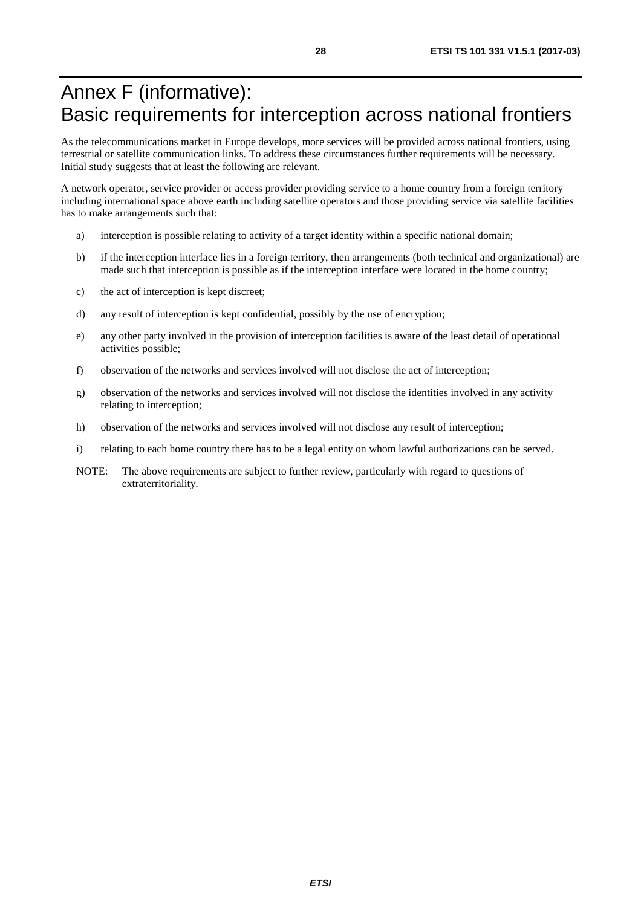# Annex F (informative): Basic requirements for interception across national frontiers

As the telecommunications market in Europe develops, more services will be provided across national frontiers, using terrestrial or satellite communication links. To address these circumstances further requirements will be necessary. Initial study suggests that at least the following are relevant.

A network operator, service provider or access provider providing service to a home country from a foreign territory including international space above earth including satellite operators and those providing service via satellite facilities has to make arrangements such that:

a) interception is possible relating to activity of a target identity within a specific national domain;

b) if the interception interface lies in a foreign territory, then arrangements (both technical and organizational) are made such that interception is possible as if the interception interface were located in the home country;

c) the act of interception is kept discreet;

d) any result of interception is kept confidential, possibly by the use of encryption;

e) any other party involved in the provision of interception facilities is aware of the least detail of operational activities possible;

f) observation of the networks and services involved will not disclose the act of interception;

g) observation of the networks and services involved will not disclose the identities involved in any activity relating to interception;

h) observation of the networks and services involved will not disclose any result of interception;

i) relating to each home country there has to be a legal entity on whom lawful authorizations can be served.

NOTE: The above requirements are subject to further review, particularly with regard to questions of extraterritoriality.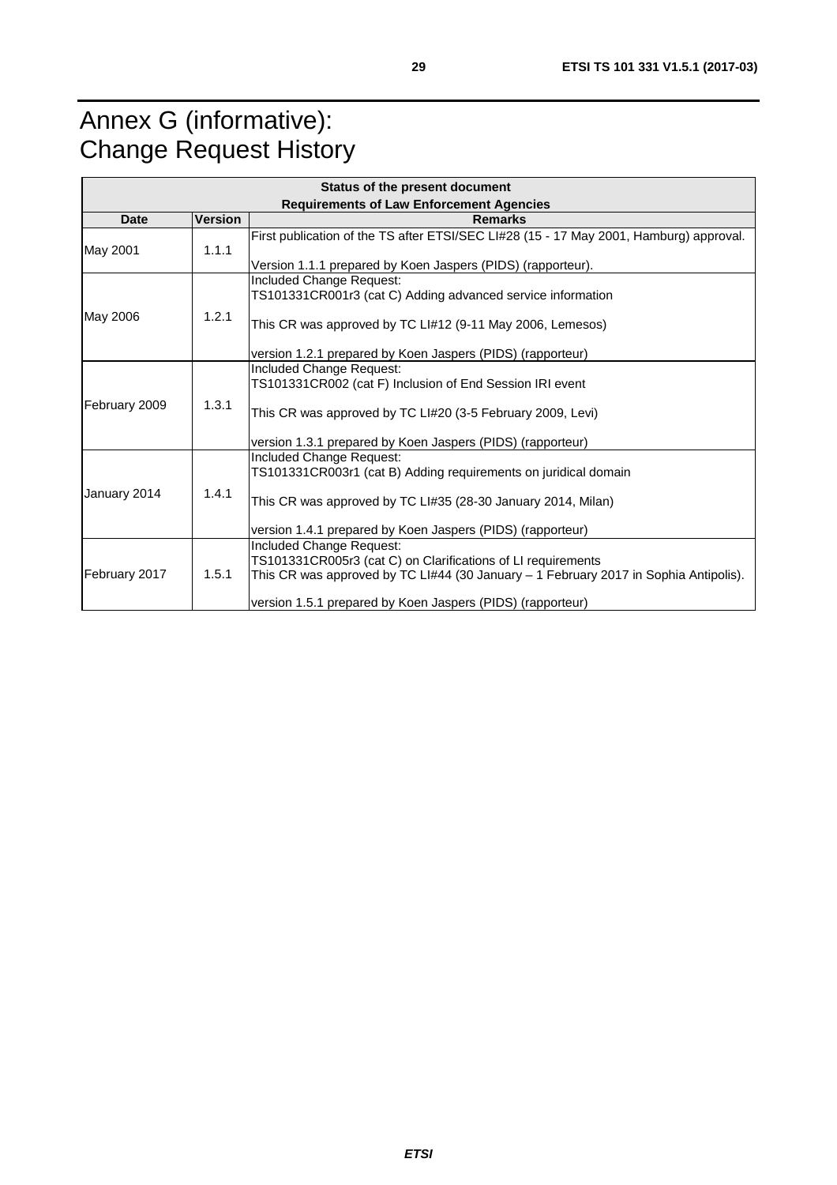# Annex G (informative): Change Request History

| Status of the present document<br>Requirements of Law Enforcement Agencies | | |
|---|---|---|
| **Date** | **Version** | **Remarks** |
| May 2001 | 1.1.1 | First publication of the TS after ETSI/SEC LI#28 (15 - 17 May 2001, Hamburg) approval.<br><br>Version 1.1.1 prepared by Koen Jaspers (PIDS) (rapporteur). |
| May 2006 | 1.2.1 | Included Change Request:<br>TS101331CR001r3 (cat C) Adding advanced service information<br><br>This CR was approved by TC LI#12 (9-11 May 2006, Lemesos)<br><br>version 1.2.1 prepared by Koen Jaspers (PIDS) (rapporteur) |
| February 2009 | 1.3.1 | Included Change Request:<br>TS101331CR002 (cat F) Inclusion of End Session IRI event<br><br>This CR was approved by TC LI#20 (3-5 February 2009, Levi)<br><br>version 1.3.1 prepared by Koen Jaspers (PIDS) (rapporteur) |
| January 2014 | 1.4.1 | Included Change Request:<br>TS101331CR003r1 (cat B) Adding requirements on juridical domain<br><br>This CR was approved by TC LI#35 (28-30 January 2014, Milan)<br><br>version 1.4.1 prepared by Koen Jaspers (PIDS) (rapporteur) |
| February 2017 | 1.5.1 | Included Change Request:<br>TS101331CR005r3 (cat C) on Clarifications of LI requirements<br>This CR was approved by TC LI#44 (30 January – 1 February 2017 in Sophia Antipolis).<br><br>version 1.5.1 prepared by Koen Jaspers (PIDS) (rapporteur) |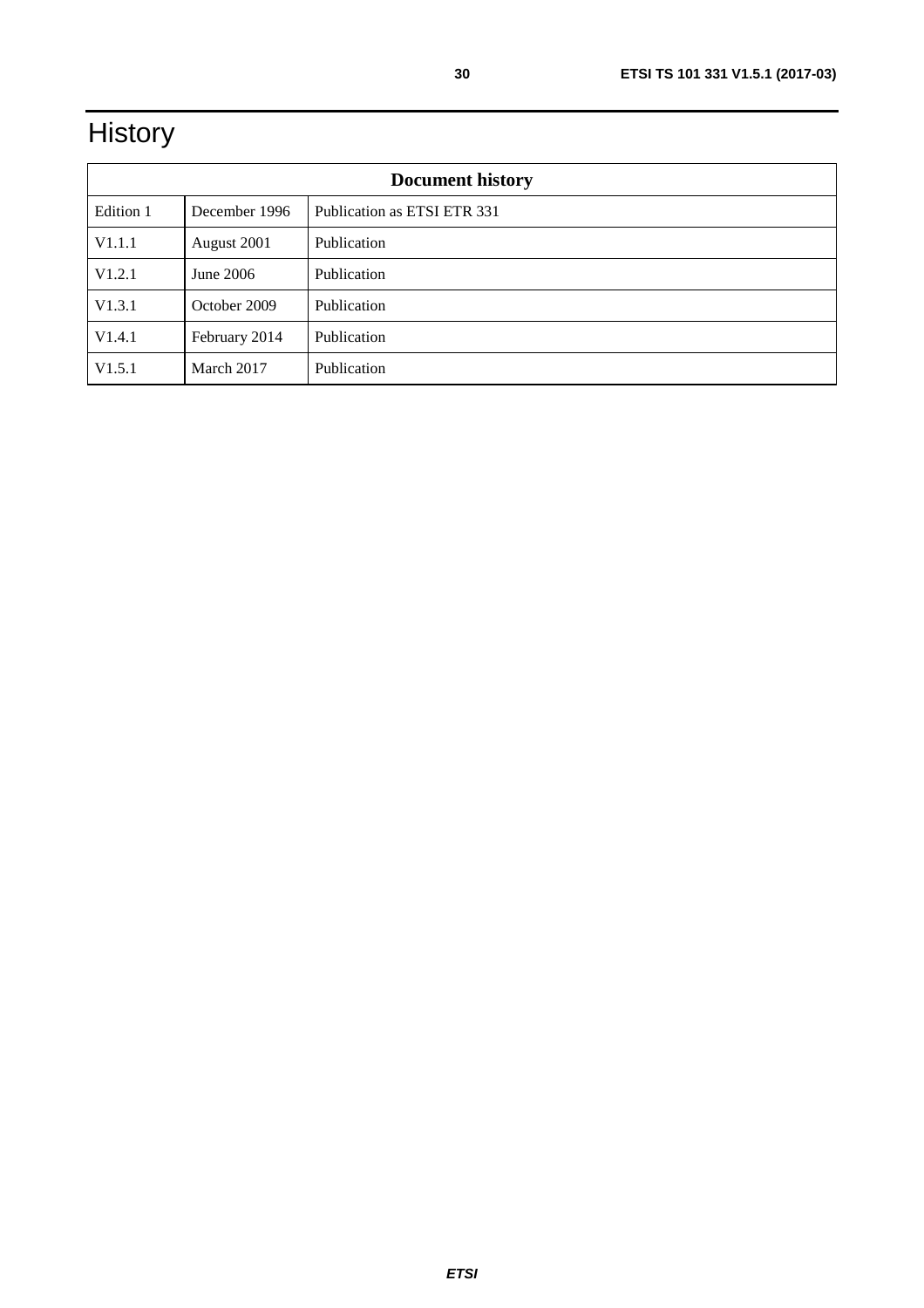# History

| Document history | | |
|---|---|---|
| Edition 1 | December 1996 | Publication as ETSI ETR 331 |
| V1.1.1 | August 2001 | Publication |
| V1.2.1 | June 2006 | Publication |
| V1.3.1 | October 2009 | Publication |
| V1.4.1 | February 2014 | Publication |
| V1.5.1 | March 2017 | Publication |